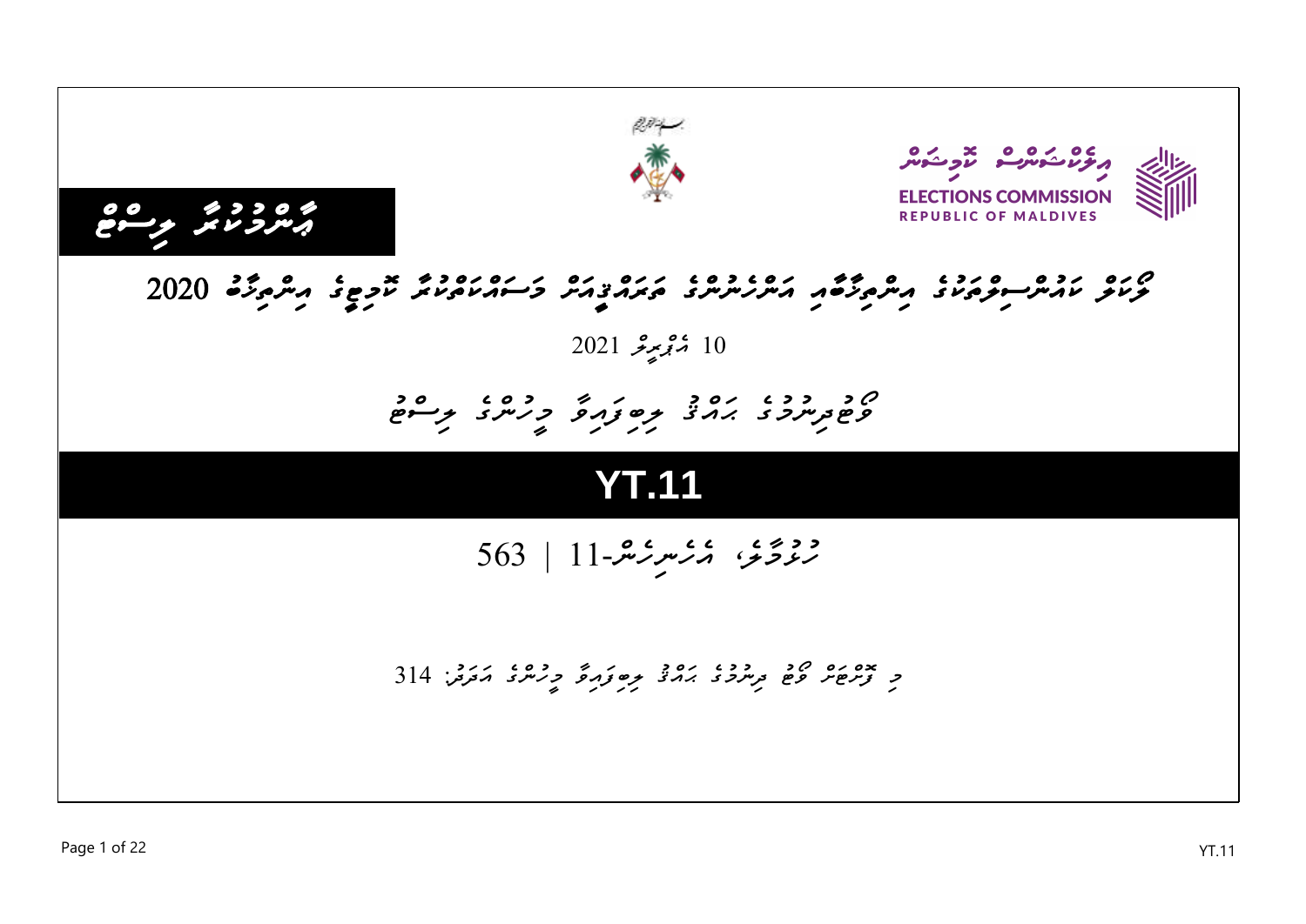ELECTIONS COMMISSION
REPUBLIC OF MALDIVES

އިލެކްޝަންސް ކޮމިޝަން

# އާންމުކުރާ ލިސްޓު

## ލޯކަލް ކައުންސިލްތަކުގެ އިންތިޚާބާއި އަންހެނުންގެ ތަރައްޤީއަށް މަސައްކަތްކުރާ ކޮމިޓީގެ އިންތިޚާބު 2020

10 އޭޕްރީލް 2021

## ވޯޓުދިނުމުގެ ޙައްޤު ލިބިފައިވާ މީހުންގެ ލިސްޓު

# YT.11

ހުޅުމާލެ، އެހެނިހެން-11 | 563

މި ފޮށަށް ވޯޓު ދިނުމުގެ ޙައްޤު ލިބިފައިވާ މީހުންގެ އަދަދު: 314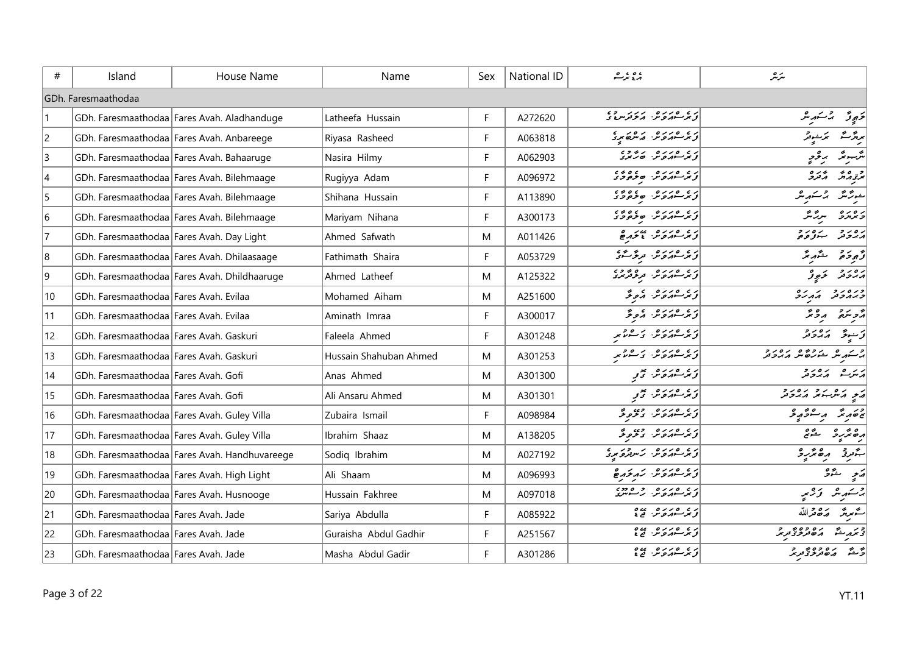| # | Island | House Name | Name | Sex | National ID | ދެކޮޅު | ނަން |
|---|---|---|---|---|---|---|---|
| GDh. Faresmaathodaa | | | | | | | |
| 1 | GDh. Faresmaathodaa | Fares Avah. Aladhanduge | Latheefa Hussain | F | A272620 | ފަރެސްމާތޮޑާ. އަލަދަނުގެ | ލަތީފާ ހުސައިން |
| 2 | GDh. Faresmaathodaa | Fares Avah. Anbareege | Riyasa Rasheed | F | A063818 | ފަރެސްމާތޮޑާ. އަންބަރީގެ | ރިޔާސާ ރަޝީދު |
| 3 | GDh. Faresmaathodaa | Fares Avah. Bahaaruge | Nasira Hilmy | F | A062903 | ފަރެސްމާތޮޑާ. ބަހާރުގެ | ނާސިރާ ހިލްމީ |
| 4 | GDh. Faresmaathodaa | Fares Avah. Bilehmaage | Rugiyya Adam | F | A096972 | ފަރެސްމާތޮޑާ. ބިލެހްމާގެ | ރުގިއްޔާ އާދަމް |
| 5 | GDh. Faresmaathodaa | Fares Avah. Bilehmaage | Shihana Hussain | F | A113890 | ފަރެސްމާތޮޑާ. ބިލެހްމާގެ | ޝިހާނާ ހުސައިން |
| 6 | GDh. Faresmaathodaa | Fares Avah. Bilehmaage | Mariyam Nihana | F | A300173 | ފަރެސްމާތޮޑާ. ބިލެހްމާގެ | މަރިޔަމް ނިހާނާ |
| 7 | GDh. Faresmaathodaa | Fares Avah. Day Light | Ahmed Safwath | M | A011426 | ފަރެސްމާތޮޑާ. ޑޭލައިޓް | އަހްމަދު ސަފްވަތު |
| 8 | GDh. Faresmaathodaa | Fares Avah. Dhilaasaage | Fathimath Shaira | F | A053729 | ފަރެސްމާތޮޑާ. ދިލާސާގެ | ފާތިމަތު ޝާއިރާ |
| 9 | GDh. Faresmaathodaa | Fares Avah. Dhildhaaruge | Ahmed Latheef | M | A125322 | ފަރެސްމާތޮޑާ. ދިލްދާރުގެ | އަހްމަދު ލަތީފް |
| 10 | GDh. Faresmaathodaa | Fares Avah. Evilaa | Mohamed Aiham | M | A251600 | ފަރެސްމާތޮޑާ. އެވިލާ | މުހައްމަދު އައިހަމް |
| 11 | GDh. Faresmaathodaa | Fares Avah. Evilaa | Aminath Imraa | F | A300017 | ފަރެސްމާތޮޑާ. އެވިލާ | އާމިނަތު އިމްރާ |
| 12 | GDh. Faresmaathodaa | Fares Avah. Gaskuri | Faleela Ahmed | F | A301248 | ފަރެސްމާތޮޑާ. ގަސްކުރި | ފަލީލާ އަހްމަދު |
| 13 | GDh. Faresmaathodaa | Fares Avah. Gaskuri | Hussain Shahuban Ahmed | M | A301253 | ފަރެސްމާތޮޑާ. ގަސްކުރި | ހުސައިން ޝަހުބާން އަހްމަދު |
| 14 | GDh. Faresmaathodaa | Fares Avah. Gofi | Anas Ahmed | M | A301300 | ފަރެސްމާތޮޑާ. ގޮފި | އަނަސް އަހްމަދު |
| 15 | GDh. Faresmaathodaa | Fares Avah. Gofi | Ali Ansaru Ahmed | M | A301301 | ފަރެސްމާތޮޑާ. ގޮފި | އަލި އަންސާރު އަހްމަދު |
| 16 | GDh. Faresmaathodaa | Fares Avah. Guley Villa | Zubaira Ismail | F | A098984 | ފަރެސްމާތޮޑާ. ގުލޭވިލާ | ޒުބައިރާ އިސްމާޢީލް |
| 17 | GDh. Faresmaathodaa | Fares Avah. Guley Villa | Ibrahim Shaaz | M | A138205 | ފަރެސްމާތޮޑާ. ގުލޭވިލާ | އިބްރާހީމް ޝާޒް |
| 18 | GDh. Faresmaathodaa | Fares Avah. Handhuvareege | Sodiq Ibrahim | M | A027192 | ފަރެސްމާތޮޑާ. ހަނދުވަރީގެ | ޞާދިޤް އިބްރާހީމް |
| 19 | GDh. Faresmaathodaa | Fares Avah. High Light | Ali Shaam | M | A096993 | ފަރެސްމާތޮޑާ. ހައިލައިޓް | އަލި ޝާމް |
| 20 | GDh. Faresmaathodaa | Fares Avah. Husnooge | Hussain Fakhree | M | A097018 | ފަރެސްމާތޮޑާ. ހުސްނޫގެ | ހުސައިން ފަޚްރީ |
| 21 | GDh. Faresmaathodaa | Fares Avah. Jade | Sariya Abdulla | F | A085922 | ފަރެސްމާތޮޑާ. ޖޭޑް | ސާރިޔާ އަބްދުﷲ |
| 22 | GDh. Faresmaathodaa | Fares Avah. Jade | Guraisha Abdul Gadhir | F | A251567 | ފަރެސްމާތޮޑާ. ޖޭޑް | ގުރައިޝާ އަބްދުލްޤާދިރު |
| 23 | GDh. Faresmaathodaa | Fares Avah. Jade | Masha Abdul Gadir | F | A301286 | ފަރެސްމާތޮޑާ. ޖޭޑް | މާޝާ އަބްދުލްޤާދިރު |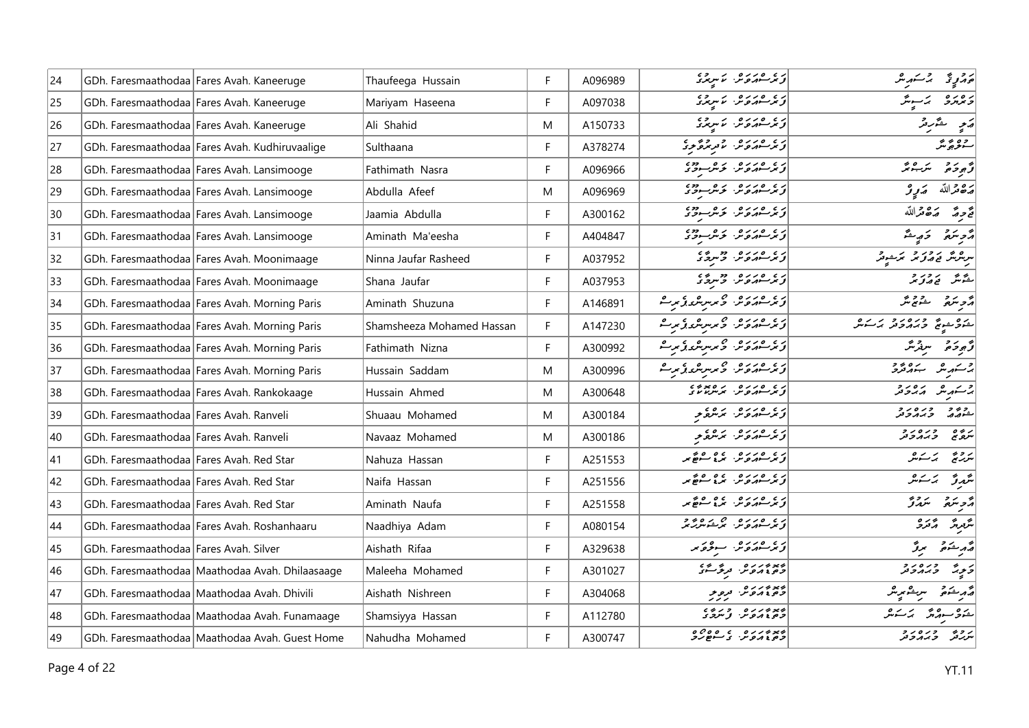| 24 | GDh. Faresmaathodaa | Fares Avah. Kaneeruge | Thaufeega Hussain | F | A096989 | ފަރެސްމާތޮޑާ، ކަނީރުގެ | ތައުފީގާ ހުސައިން |
|---|---|---|---|---|---|---|---|
| 25 | GDh. Faresmaathodaa | Fares Avah. Kaneeruge | Mariyam Haseena | F | A097038 | ފަރެސްމާތޮޑާ، ކަނީރުގެ | މަރިޔަމް ހަސީނާ |
| 26 | GDh. Faresmaathodaa | Fares Avah. Kaneeruge | Ali Shahid | M | A150733 | ފަރެސްމާތޮޑާ، ކަނީރުގެ | އަލި ޝާހިދު |
| 27 | GDh. Faresmaathodaa | Fares Avah. Kudhiruvaalige | Sulthaana | F | A378274 | ފަރެސްމާތޮޑާ، ކުދިރުވާލިގެ | ސުލްޠާނާ |
| 28 | GDh. Faresmaathodaa | Fares Avah. Lansimooge | Fathimath Nasra | F | A096966 | ފަރެސްމާތޮޑާ، ލަންސިމޫގެ | ފާތިމަތު ނަސްރާ |
| 29 | GDh. Faresmaathodaa | Fares Avah. Lansimooge | Abdulla Afeef | M | A096969 | ފަރެސްމާތޮޑާ، ލަންސިމޫގެ | އަބްދުﷲ އަފީފް |
| 30 | GDh. Faresmaathodaa | Fares Avah. Lansimooge | Jaamia Abdulla | F | A300162 | ފަރެސްމާތޮޑާ، ލަންސިމޫގެ | ޖާމިޢާ އަބްދުﷲ |
| 31 | GDh. Faresmaathodaa | Fares Avah. Lansimooge | Aminath Ma'eesha | F | A404847 | ފަރެސްމާތޮޑާ، ލަންސިމޫގެ | އާމިނަތު މައީޝާ |
| 32 | GDh. Faresmaathodaa | Fares Avah. Moonimaage | Ninna Jaufar Rasheed | F | A037952 | ފަރެސްމާތޮޑާ، މޫނިމާގެ | ނިންނާ ޖައުފަރު ރަޝީދު |
| 33 | GDh. Faresmaathodaa | Fares Avah. Moonimaage | Shana Jaufar | F | A037953 | ފަރެސްމާތޮޑާ، މޫނިމާގެ | ޝާނާ ޖައުފަރު |
| 34 | GDh. Faresmaathodaa | Fares Avah. Morning Paris | Aminath Shuzuna | F | A146891 | ފަރެސްމާތޮޑާ، މޯނިންގްޕެރިސް | އާމިނަތު ޝުޒޫނާ |
| 35 | GDh. Faresmaathodaa | Fares Avah. Morning Paris | Shamsheeza Mohamed Hassan | F | A147230 | ފަރެސްމާތޮޑާ، މޯނިންގްޕެރިސް | ޝަމްޝީޒާ މުޙައްމަދު ހަސަން |
| 36 | GDh. Faresmaathodaa | Fares Avah. Morning Paris | Fathimath Nizna | F | A300992 | ފަރެސްމާތޮޑާ، މޯނިންގްޕެރިސް | ފާތިމަތު ނިޒްނާ |
| 37 | GDh. Faresmaathodaa | Fares Avah. Morning Paris | Hussain Saddam | M | A300996 | ފަރެސްމާތޮޑާ، މޯނިންގްޕެރިސް | ހުސައިން ސައްދާމު |
| 38 | GDh. Faresmaathodaa | Fares Avah. Rankokaage | Hussain Ahmed | M | A300648 | ފަރެސްމާތޮޑާ، ރަންކޮކާގެ | ހުސައިން އަޙްމަދު |
| 39 | GDh. Faresmaathodaa | Fares Avah. Ranveli | Shuaau Mohamed | M | A300184 | ފަރެސްމާތޮޑާ، ރަންވެލި | ޝުޢާއު މުޙައްމަދު |
| 40 | GDh. Faresmaathodaa | Fares Avah. Ranveli | Navaaz Mohamed | M | A300186 | ފަރެސްމާތޮޑާ، ރަންވެލި | ނަވާޒް މުޙައްމަދު |
| 41 | GDh. Faresmaathodaa | Fares Avah. Red Star | Nahuza Hassan | F | A251553 | ފަރެސްމާތޮޑާ، ރެޑްސްޓާރ | ނަހުޒާ ހަސަން |
| 42 | GDh. Faresmaathodaa | Fares Avah. Red Star | Naifa Hassan | F | A251556 | ފަރެސްމާތޮޑާ، ރެޑްސްޓާރ | ނާއިފާ ހަސަން |
| 43 | GDh. Faresmaathodaa | Fares Avah. Red Star | Aminath Naufa | F | A251558 | ފަރެސްމާތޮޑާ، ރެޑްސްޓާރ | އާމިނަތު ނައުފާ |
| 44 | GDh. Faresmaathodaa | Fares Avah. Roshanhaaru | Naadhiya Adam | F | A080154 | ފަރެސްމާތޮޑާ، ރޮޝަންހާރު | ނާދިޔާ އާދަމް |
| 45 | GDh. Faresmaathodaa | Fares Avah. Silver | Aishath Rifaa | F | A329638 | ފަރެސްމާތޮޑާ، ސިލްވަރ | އާއިޝަތު ރިފާ |
| 46 | GDh. Faresmaathodaa | Maathodaa Avah. Dhilaasaage | Maleeha Mohamed | F | A301027 | މާތޮޑާ އަވަށް، ދިލާސާގެ | މަލީހާ މުޙައްމަދު |
| 47 | GDh. Faresmaathodaa | Maathodaa Avah. Dhivili | Aishath Nishreen | F | A304068 | މާތޮޑާ އަވަށް، ދިވިލި | އާއިޝަތު ނިޝްރީން |
| 48 | GDh. Faresmaathodaa | Maathodaa Avah. Funamaage | Shamsiyya Hassan | F | A112780 | މާތޮޑާ އަވަށް، ފުނަމާގެ | ޝަމްސިއްޔާ ހަސަން |
| 49 | GDh. Faresmaathodaa | Maathodaa Avah. Guest Home | Nahudha Mohamed | F | A300747 | މާތޮޑާ އަވަށް، ގެސްޓްހޯމް | ނަހުދާ މުޙައްމަދު |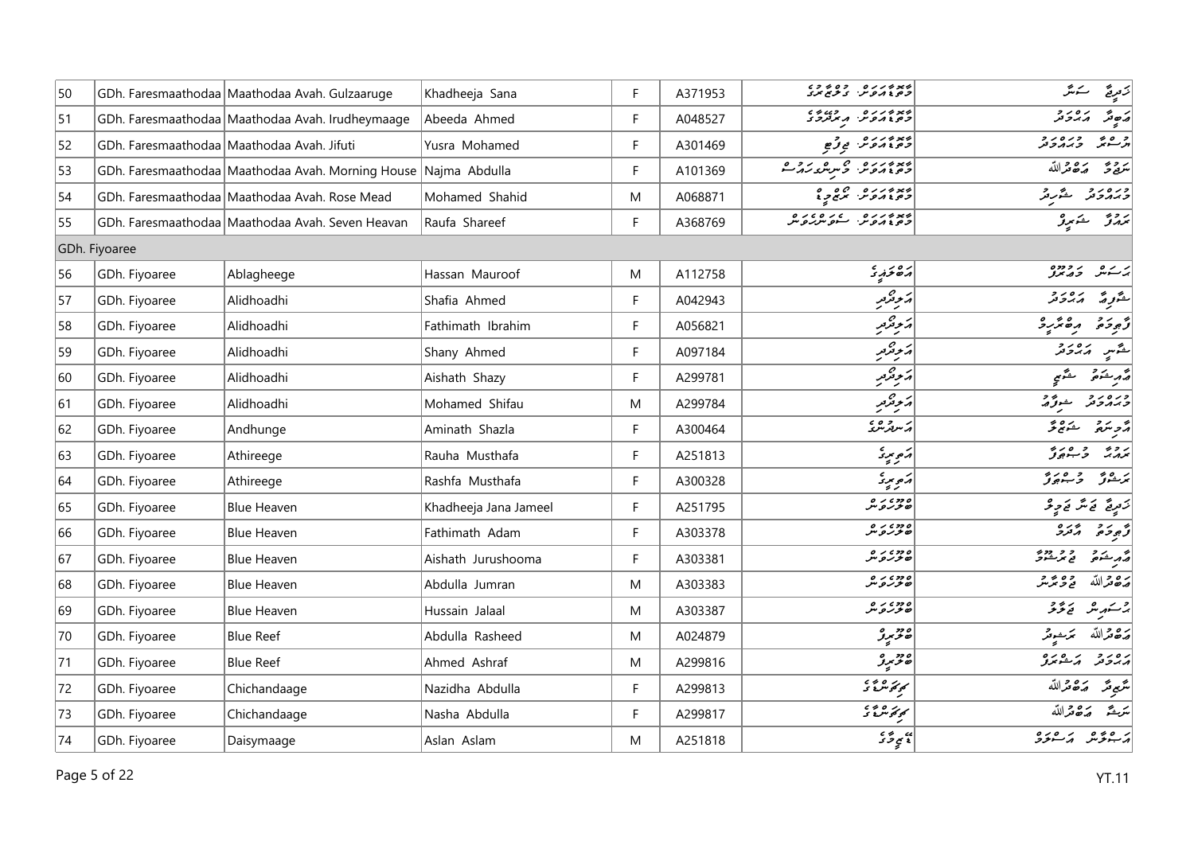| 50 | GDh. Faresmaathodaa | Maathodaa Avah. Gulzaaruge | Khadheeja Sana | F | A371953 | މާތޮޑާއަވަސް. ގުލްޒާރުގެ | ހަދީޖާ ސަނާ |
|---|---|---|---|---|---|---|---|
| 51 | GDh. Faresmaathodaa | Maathodaa Avah. Irudheymaage | Abeeda Ahmed | F | A048527 | މާތޮޑާއަވަސް. އިރުދޭމާގެ | އަބީދާ އަޙްމަދު |
| 52 | GDh. Faresmaathodaa | Maathodaa Avah. Jifuti | Yusra Mohamed | F | A301469 | މާތޮޑާއަވަސް. ޖިފުޓި | ޔުސްރާ މުޙައްމަދު |
| 53 | GDh. Faresmaathodaa | Maathodaa Avah. Morning House | Najma Abdulla | F | A101369 | މާތޮޑާއަވަސް. މޯނިންގހައުސް | ނަޖްމާ އަބްދުﷲ |
| 54 | GDh. Faresmaathodaa | Maathodaa Avah. Rose Mead | Mohamed Shahid | M | A068871 | މާތޮޑާއަވަސް. ރޯޒްމީޑު | މުޙައްމަދު ޝާހިދު |
| 55 | GDh. Faresmaathodaa | Maathodaa Avah. Seven Heavan | Raufa Shareef | F | A368769 | މާތޮޑާއަވަސް. ސެވަންހެވަން | ރަުފާ ޝަރީފު |
| GDh. Fiyoaree | | | | | | | |
| 56 | GDh. Fiyoaree | Ablagheege | Hassan Mauroof | M | A112758 | އަބްލަޣީގެ | ހަސަން މައުރޫފު |
| 57 | GDh. Fiyoaree | Alidhoadhi | Shafia Ahmed | F | A042943 | އަލިދޮދި | ޝާފިޢާ އަޙްމަދު |
| 58 | GDh. Fiyoaree | Alidhoadhi | Fathimath Ibrahim | F | A056821 | އަލިދޮދި | ފާތިމަތު އިބްރާހީމް |
| 59 | GDh. Fiyoaree | Alidhoadhi | Shany Ahmed | F | A097184 | އަލިދޮދި | ޝާނީ އަޙްމަދު |
| 60 | GDh. Fiyoaree | Alidhoadhi | Aishath Shazy | F | A299781 | އަލިދޮދި | އާއިޝަތު ޝާޒީ |
| 61 | GDh. Fiyoaree | Alidhoadhi | Mohamed Shifau | M | A299784 | އަލިދޮދި | މުޙައްމަދު ޝިފާއު |
| 62 | GDh. Fiyoaree | Andhunge | Aminath Shazla | F | A300464 | އަނދުންގެ | އާމިނަތު ޝަޒްލާ |
| 63 | GDh. Fiyoaree | Athireege | Rauha Musthafa | F | A251813 | އަތިރީގެ | ރައުހާ މުސްތަފާ |
| 64 | GDh. Fiyoaree | Athireege | Rashfa Musthafa | F | A300328 | އަތިރީގެ | ރަޝްފާ މުސްތަފާ |
| 65 | GDh. Fiyoaree | Blue Heaven | Khadheeja Jana Jameel | F | A251795 | ބްލޫހެވަން | ހަދީޖާ ޖަނާ ޖަމީލު |
| 66 | GDh. Fiyoaree | Blue Heaven | Fathimath Adam | F | A303378 | ބްލޫހެވަން | ފާތިމަތު އާދަމް |
| 67 | GDh. Fiyoaree | Blue Heaven | Aishath Jurushooma | F | A303381 | ބްލޫހެވަން | އާއިޝަތު ޖުރުޝޫމާ |
| 68 | GDh. Fiyoaree | Blue Heaven | Abdulla Jumran | M | A303383 | ބްލޫހެވަން | އަބްދުﷲ ޖުމްރާން |
| 69 | GDh. Fiyoaree | Blue Heaven | Hussain Jalaal | M | A303387 | ބްލޫހެވަން | ހުސައިން ޖަލާލު |
| 70 | GDh. Fiyoaree | Blue Reef | Abdulla Rasheed | M | A024879 | ބްލޫރީފް | އަބްދުﷲ ރަޝީދު |
| 71 | GDh. Fiyoaree | Blue Reef | Ahmed Ashraf | M | A299816 | ބްލޫރީފް | އަޙްމަދު އަޝްރަފް |
| 72 | GDh. Fiyoaree | Chichandaage | Nazidha Abdulla | F | A299813 | ޗިޗަންދާގެ | ނާޒިދާ އަބްދުﷲ |
| 73 | GDh. Fiyoaree | Chichandaage | Nasha Abdulla | F | A299817 | ޗިޗަންދާގެ | ނަޝާ އަބްދުﷲ |
| 74 | GDh. Fiyoaree | Daisymaage | Aslan Aslam | M | A251818 | ޑޭޒީމާގެ | އަސްލާން އަސްލަމް |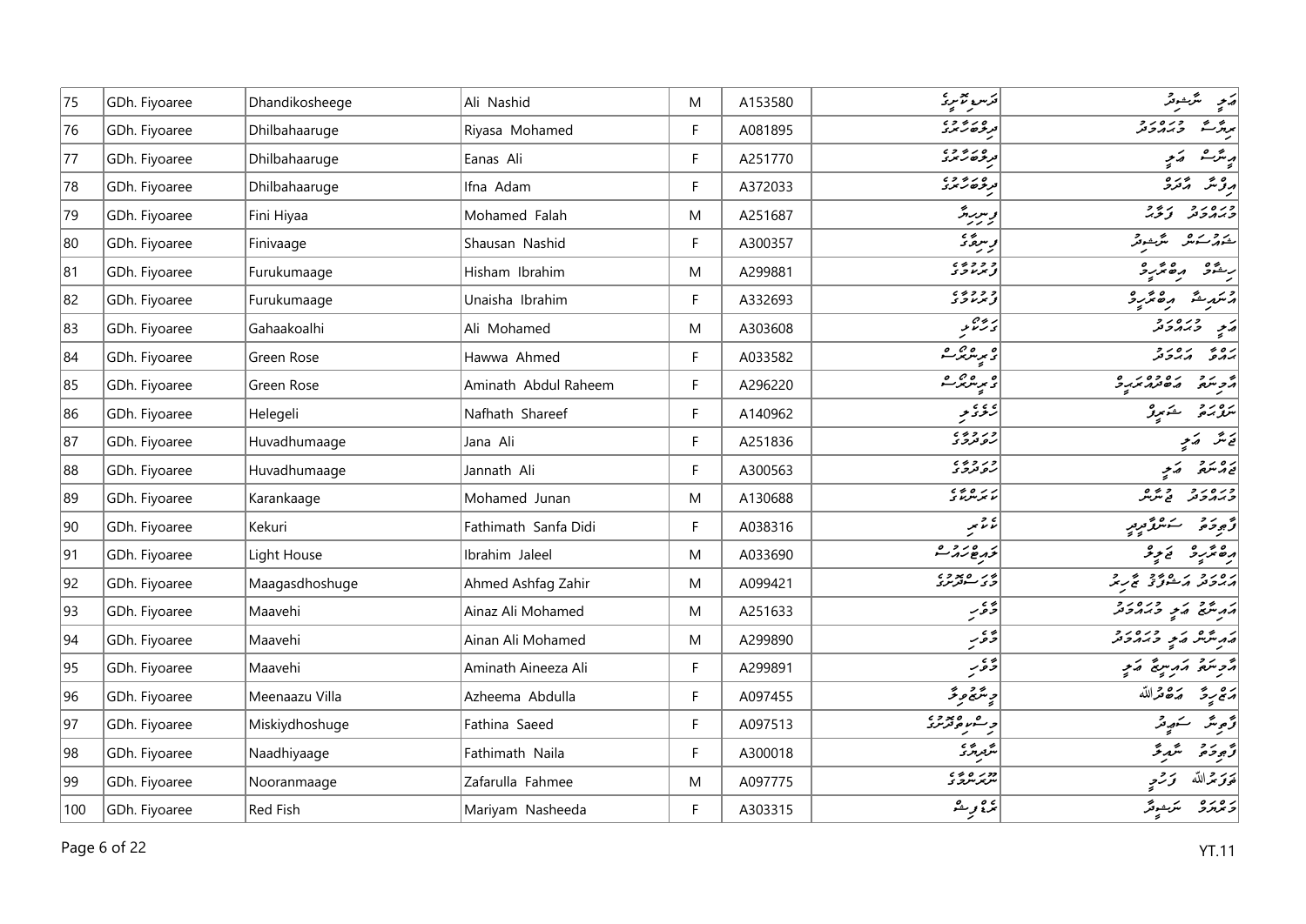| 75 | GDh. Fiyoaree | Dhandikosheegee | Ali Nashid | M | A153580 | ދަނޑިކޮށީގެ | އަލި ނާޝިދު |
|---|---|---|---|---|---|---|---|
| 76 | GDh. Fiyoaree | Dhilbahaaruge | Riyasa Mohamed | F | A081895 | ދިލްބަހާރުގެ | ރިޔާސާ މުޙައްމަދު |
| 77 | GDh. Fiyoaree | Dhilbahaaruge | Eanas Ali | F | A251770 | ދިލްބަހާރުގެ | އީނާސް އަލި |
| 78 | GDh. Fiyoaree | Dhilbahaaruge | Ifna Adam | F | A372033 | ދިލްބަހާރުގެ | އިފްނާ އާދަމް |
| 79 | GDh. Fiyoaree | Fini Hiyaa | Mohamed Falah | M | A251687 | ފިނިހިޔާ | މުޙައްމަދު ފަލާޙު |
| 80 | GDh. Fiyoaree | Finivaage | Shausan Nashid | F | A300357 | ފިނިވާގެ | ޝައުސަން ނާޝިދު |
| 81 | GDh. Fiyoaree | Furukumaage | Hisham Ibrahim | M | A299881 | ފުރުކުމާގެ | ހިޝާމް އިބްރާހީމް |
| 82 | GDh. Fiyoaree | Furukumaage | Unaisha Ibrahim | F | A332693 | ފުރުކުމާގެ | އުނައިޝާ އިބްރާހީމް |
| 83 | GDh. Fiyoaree | Gahaakoalhi | Ali Mohamed | M | A303608 | ގަހާކޮޅި | އަލި މުޙައްމަދު |
| 84 | GDh. Fiyoaree | Green Rose | Hawwa Ahmed | F | A033582 | ގުރީންރޯސް | ހައްވާ އަޙްމަދު |
| 85 | GDh. Fiyoaree | Green Rose | Aminath Abdul Raheem | F | A296220 | ގުރީންރޯސް | އާމިނަތު އަބްދުއްރަޙީމް |
| 86 | GDh. Fiyoaree | Helegeli | Nafhath Shareef | F | A140962 | ހެލެގެލި | ނަފްހަތު ޝަރީފް |
| 87 | GDh. Fiyoaree | Huvadhumaage | Jana Ali | F | A251836 | ހުވަދުމާގެ | ޖަނާ އަލި |
| 88 | GDh. Fiyoaree | Huvadhumaage | Jannath Ali | F | A300563 | ހުވަދުމާގެ | ޖަންނަތު އަލި |
| 89 | GDh. Fiyoaree | Karankaage | Mohamed Junan | M | A130688 | ކަރަންކާގެ | މުޙައްމަދު ޖުނާން |
| 90 | GDh. Fiyoaree | Kekuri | Fathimath Sanfa Didi | F | A038316 | ކެކުރި | ފާތިމަތު ސަންފާދީދީ |
| 91 | GDh. Fiyoaree | Light House | Ibrahim Jaleel | M | A033690 | ލައިޓްހައުސް | އިބްރާހީމް ޖަލީލް |
| 92 | GDh. Fiyoaree | Maagasdhoshuge | Ahmed Ashfag Zahir | M | A099421 | މާގަސްދޮށުގެ | އަޙްމަދު އަޝްފާގު ޒާހިރު |
| 93 | GDh. Fiyoaree | Maavehi | Ainaz Ali Mohamed | M | A251633 | މާވެހި | އައިނާޒް އަލި މުޙައްމަދު |
| 94 | GDh. Fiyoaree | Maavehi | Ainan Ali Mohamed | M | A299890 | މާވެހި | އައިނާން އަލި މުޙައްމަދު |
| 95 | GDh. Fiyoaree | Maavehi | Aminath Aineeza Ali | F | A299891 | މާވެހި | އާމިނަތު އައިނީޒާ އަލި |
| 96 | GDh. Fiyoaree | Meenaazu Villa | Azheema Abdulla | F | A097455 | މީނާޒުވިލާ | އަޒްހީމާ އަބްދުﷲ |
| 97 | GDh. Fiyoaree | Miskiydhoshuge | Fathina Saeed | F | A097513 | މިސްކިތްދޮށުގެ | ފާތިނާ ސަޢީދު |
| 98 | GDh. Fiyoaree | Naadhiyaage | Fathimath Naila | F | A300018 | ނާދިޔާގެ | ފާތިމަތު ނާއިލާ |
| 99 | GDh. Fiyoaree | Nooranmaage | Zafarulla Fahmee | M | A097775 | ނޫރަންމާގެ | ޒަފަރުﷲ ފަހުމީ |
| 100 | GDh. Fiyoaree | Red Fish | Mariyam Nasheeda | F | A303315 | ރެޑްފިޝް | މަރިޔަމް ނަޝީދާ |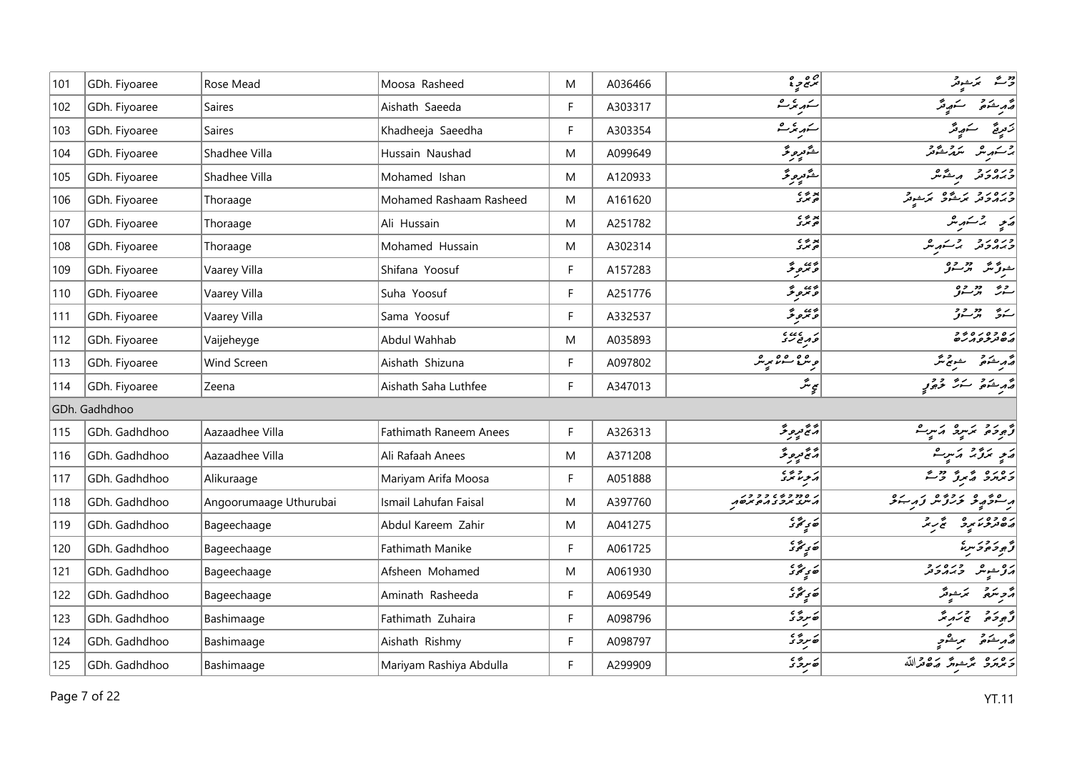| 101 | GDh. Fiyoaree | Rose Mead | Moosa Rasheed | M | A036466 | ރޯޒްމީޑް | މޫސާ ރަޝީދު |
|---|---|---|---|---|---|---|---|
| 102 | GDh. Fiyoaree | Saires | Aishath Saeeda | F | A303317 | ސައިރެސް | އައިޝަތު ސައީދާ |
| 103 | GDh. Fiyoaree | Saires | Khadheeja Saeedha | F | A303354 | ސައިރެސް | ޚަދީޖާ ސައީދާ |
| 104 | GDh. Fiyoaree | Shadhee Villa | Hussain Naushad | M | A099649 | ޝާދީވިލާ | ހުސައިން ނައުޝާދު |
| 105 | GDh. Fiyoaree | Shadhee Villa | Mohamed Ishan | M | A120933 | ޝާދީވިލާ | މުހައްމަދު އިޝާން |
| 106 | GDh. Fiyoaree | Thoraage | Mohamed Rashaam Rasheed | M | A161620 | ތޮރާގެ | މުހައްމަދު ރަޝާމް ރަޝީދު |
| 107 | GDh. Fiyoaree | Thoraage | Ali Hussain | M | A251782 | ތޮރާގެ | އަލި ހުސައިން |
| 108 | GDh. Fiyoaree | Thoraage | Mohamed Hussain | M | A302314 | ތޮރާގެ | މުހައްމަދު ހުސައިން |
| 109 | GDh. Fiyoaree | Vaarey Villa | Shifana Yoosuf | F | A157283 | ވާރޭވިލާ | ޝިފާނާ ޔޫސުފް |
| 110 | GDh. Fiyoaree | Vaarey Villa | Suha Yoosuf | F | A251776 | ވާރޭވިލާ | ސުހާ ޔޫސުފް |
| 111 | GDh. Fiyoaree | Vaarey Villa | Sama Yoosuf | F | A332537 | ވާރޭވިލާ | ސަމާ ޔޫސުފް |
| 112 | GDh. Fiyoaree | Vaijeheyge | Abdul Wahhab | M | A035893 | ވައިޖެހޭގެ | އަބްދުލްވައްހާބު |
| 113 | GDh. Fiyoaree | Wind Screen | Aishath Shizuna | F | A097802 | ވިންޑް ސްކްރީން | އައިޝަތު ޝިޒުނާ |
| 114 | GDh. Fiyoaree | Zeena | Aishath Saha Luthfee | F | A347013 | ޒީނާ | އައިޝަތު ސަހާ ލުތުފީ |
| GDh. Gadhdhoo | | | | | | | |
| 115 | GDh. Gadhdhoo | Aazaadhee Villa | Fathimath Raneem Anees | F | A326313 | އާޒާދީވިލާ | ފާތިމަތު ރަނީމް އަނީސް |
| 116 | GDh. Gadhdhoo | Aazaadhee Villa | Ali Rafaah Anees | M | A371208 | އާޒާދީވިލާ | އަލި ރަފާހު އަނީސް |
| 117 | GDh. Gadhdhoo | Alikuraage | Mariyam Arifa Moosa | F | A051888 | އަލިކުރާގެ | މަރިޔަމް އާރިފާ މޫސާ |
| 118 | GDh. Gadhdhoo | Angoorumaage Uthurubai | Ismail Lahufan Faisal | M | A397760 | އަންގޫރުމާގެ އުތުރުބައި | އިސްމާއީލް ލަހުފާން ފައިސަލް |
| 119 | GDh. Gadhdhoo | Bageechaage | Abdul Kareem Zahir | M | A041275 | ބަގީޗާގެ | އަބްދުލްކަރީމް ޒާހިރު |
| 120 | GDh. Gadhdhoo | Bageechaage | Fathimath Manike | F | A061725 | ބަގީޗާގެ | ފާތިމަތުމަނިކެ |
| 121 | GDh. Gadhdhoo | Bageechaage | Afsheen Mohamed | M | A061930 | ބަގީޗާގެ | އަފްޝީން މުހައްމަދު |
| 122 | GDh. Gadhdhoo | Bageechaage | Aminath Rasheeda | F | A069549 | ބަގީޗާގެ | އާމިނަތު ރަޝީދާ |
| 123 | GDh. Gadhdhoo | Bashimaage | Fathimath Zuhaira | F | A098796 | ބަށިމާގެ | ފާތިމަތު ޒުހައިރާ |
| 124 | GDh. Gadhdhoo | Bashimaage | Aishath Rishmy | F | A098797 | ބަށިމާގެ | އައިޝަތު ރިޝްމީ |
| 125 | GDh. Gadhdhoo | Bashimaage | Mariyam Rashiya Abdulla | F | A299909 | ބަށިމާގެ | މަރިޔަމް ރާޝިޔާ އަބްދުﷲ |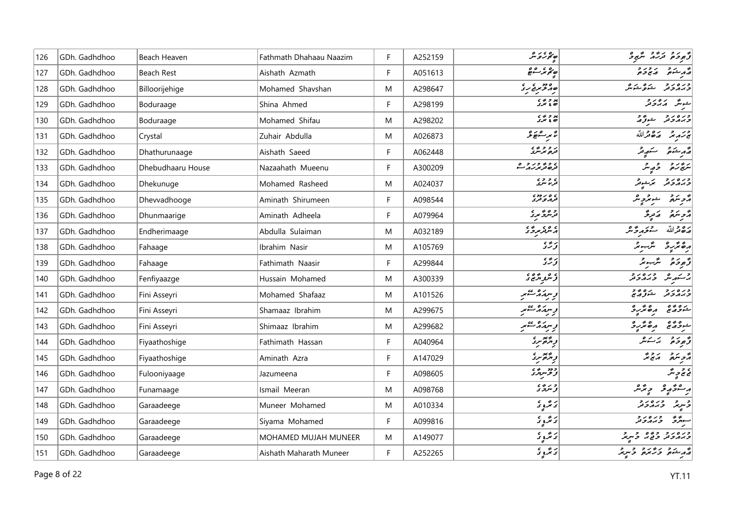| 126 | GDh. Gadhdhoo | Beach Heaven | Fathmath Dhahaau Naazim | F | A252159 | ޞީޗްހެވަން | ފާތިމަތު ދަހާއު ނާޒިމް |
|---|---|---|---|---|---|---|---|
| 127 | GDh. Gadhdhoo | Beach Rest | Aishath Azmath | F | A051613 | ބީޗްރެސްޓް | އައިށަތު އަޒްމަތު |
| 128 | GDh. Gadhdhoo | Billoorijehige | Mohamed Shavshan | M | A298647 | ބިއްލޫރިޖެހިގެ | މުހައްމަދު ޝަވްޝަން |
| 129 | GDh. Gadhdhoo | Boduraage | Shina Ahmed | F | A298199 | ބޮޑުރާގެ | ޝިނާ އަޙްމަދު |
| 130 | GDh. Gadhdhoo | Boduraage | Mohamed Shifau | M | A298202 | ބޮޑުރާގެ | މުހައްމަދު ޝިފާއު |
| 131 | GDh. Gadhdhoo | Crystal | Zuhair Abdulla | M | A026873 | ކްރިސްޓަލް | ޒުހައިރު އަބްދުﷲ |
| 132 | GDh. Gadhdhoo | Dhathurunaage | Aishath Saeed | F | A062448 | ދަތުރުނާގެ | އައިށަތު ސައީދު |
| 133 | GDh. Gadhdhoo | Dhebudhaaru House | Nazaahath Mueenu | F | A300209 | ދެބުދާރުހައުސް | ނަޒާހަތު މުއީނު |
| 134 | GDh. Gadhdhoo | Dhekunuge | Mohamed Rasheed | M | A024037 | ދެކުނުގެ | މުހައްމަދު ރަޝީދު |
| 135 | GDh. Gadhdhoo | Dhevvadhooge | Aminath Shirumeen | F | A098544 | ދެއްވަދޫގެ | އާމިނަތު ޝިރުމީން |
| 136 | GDh. Gadhdhoo | Dhunmaarige | Aminath Adheela | F | A079964 | ދުންމާރިގެ | އާމިނަތު އަދީލާ |
| 137 | GDh. Gadhdhoo | Endherimaage | Abdulla Sulaiman | M | A032189 | އެންދެރިމާގެ | އަބްދުﷲ ސުލައިމާން |
| 138 | GDh. Gadhdhoo | Fahaage | Ibrahim Nasir | M | A105769 | ފަހާގެ | އިބްރާހީމް ނާސިރު |
| 139 | GDh. Gadhdhoo | Fahaage | Fathimath Naasir | F | A299844 | ފަހާގެ | ފާތިމަތު ނާސިރު |
| 140 | GDh. Gadhdhoo | Fenfiyaazge | Hussain Mohamed | M | A300339 | ފެންފިޔާޒްގެ | ހުސައިން މުހައްމަދު |
| 141 | GDh. Gadhdhoo | Fini Asseyri | Mohamed Shafaaz | M | A101526 | ފިނި އައްސޭރި | މުހައްމަދު ޝަފާޒު |
| 142 | GDh. Gadhdhoo | Fini Asseyri | Shamaaz Ibrahim | M | A299675 | ފިނި އައްސޭރި | ޝަމާޒު އިބްރާހީމް |
| 143 | GDh. Gadhdhoo | Fini Asseyri | Shimaaz Ibrahim | M | A299682 | ފިނި އައްސޭރި | ޝިމާޒު އިބްރާހީމް |
| 144 | GDh. Gadhdhoo | Fiyaathoshige | Fathimath Hassan | F | A040964 | ފިޔާތޮށިގެ | ފާތިމަތު ހަސަން |
| 145 | GDh. Gadhdhoo | Fiyaathoshige | Aminath Azra | F | A147029 | ފިޔާތޮށިގެ | އާމިނަތު އަޒްރާ |
| 146 | GDh. Gadhdhoo | Fulooniyaage | Jazumeena | F | A098605 | ފުލޫނިޔާގެ | ޖަޒުމީނާ |
| 147 | GDh. Gadhdhoo | Funamaage | Ismail Meeran | M | A098768 | ފުނަމާގެ | އިސްމާޢީލް މީރާން |
| 148 | GDh. Gadhdhoo | Garaadeege | Muneer Mohamed | M | A010334 | ގަރާޑީގެ | މުނީރު މުހައްމަދު |
| 149 | GDh. Gadhdhoo | Garaadeege | Siyama Mohamed | F | A099816 | ގަރާޑީގެ | ސިޔާމާ މުހައްމަދު |
| 150 | GDh. Gadhdhoo | Garaadeege | MOHAMED MUJAH MUNEER | M | A149077 | ގަރާޑީގެ | މުހައްމަދު މުޖާހް މުނީރު |
| 151 | GDh. Gadhdhoo | Garaadeege | Aishath Maharath Muneer | F | A252265 | ގަރާޑީގެ | އައިށަތު މަހާރަތު މުނީރު |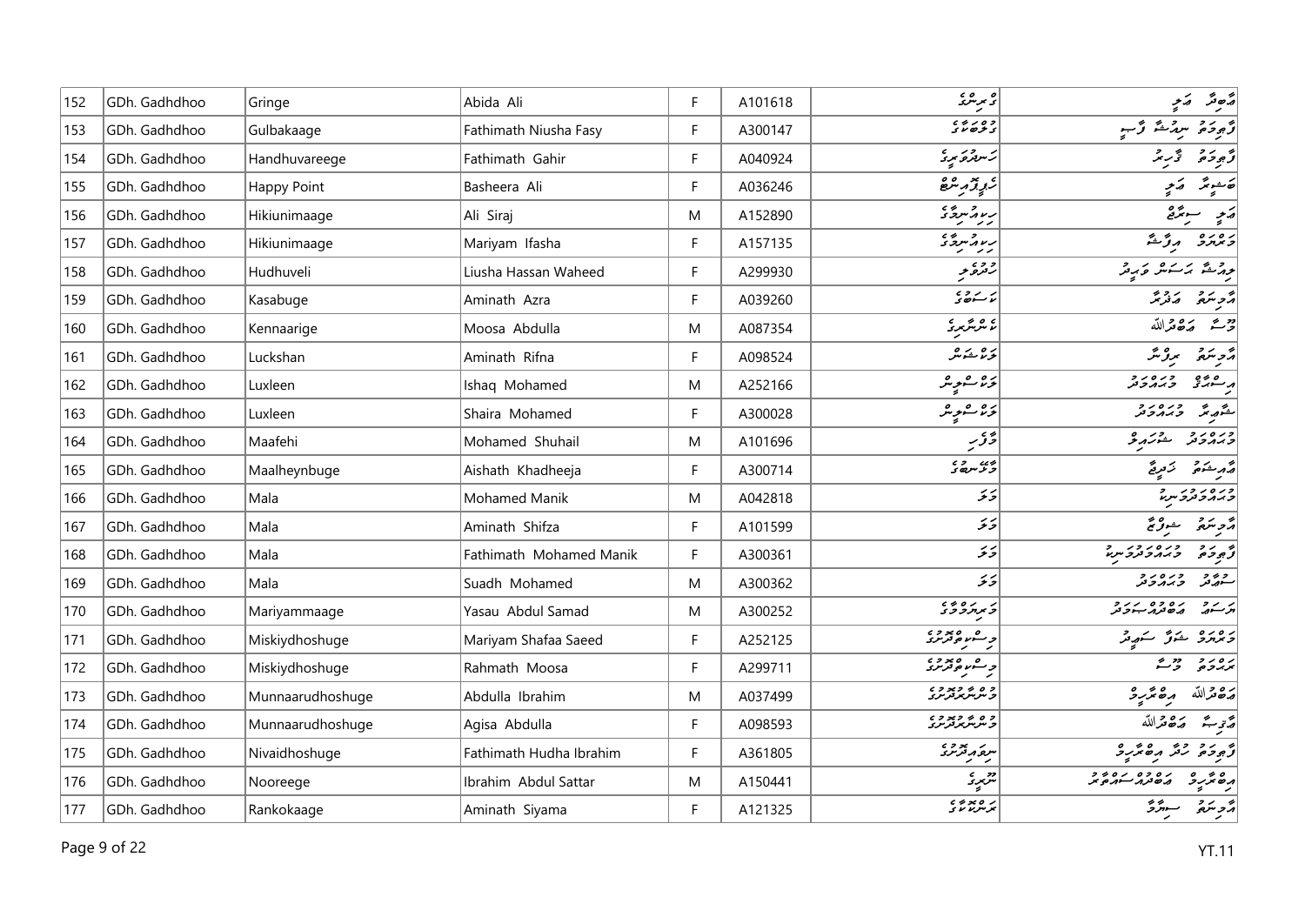| 152 | GDh. Gadhdhoo | Gringe | Abida Ali | F | A101618 | ގްރިންގެ | އާބިދާ ޢަލީ |
|---|---|---|---|---|---|---|---|
| 153 | GDh. Gadhdhoo | Gulbakaage | Fathimath Niusha Fasy | F | A300147 | ގުލްބަކާގެ | ފާތިމަތު ނިއުޝާ ފާސީ |
| 154 | GDh. Gadhdhoo | Handhuvareege | Fathimath Gahir | F | A040924 | ހަނދުވަރީގެ | ފާތިމަތު ޤާހިރު |
| 155 | GDh. Gadhdhoo | Happy Point | Basheera Ali | F | A036246 | ހެޕީޕޮއިންޓް | ބަޝީރާ ޢަލީ |
| 156 | GDh. Gadhdhoo | Hikiunimaage | Ali Siraj | M | A152890 | ހިކިއުނިމާގެ | ޢަލީ ސިރާޖް |
| 157 | GDh. Gadhdhoo | Hikiunimaage | Mariyam Ifasha | F | A157135 | ހިކިއުނިމާގެ | މަރިޔަމް އިފާޝާ |
| 158 | GDh. Gadhdhoo | Hudhuveli | Liusha Hassan Waheed | F | A299930 | ހުދުވެލި | ލިއުޝާ ހަސަން ވަހީދު |
| 159 | GDh. Gadhdhoo | Kasabuge | Aminath Azra | F | A039260 | ކަސަބުގެ | އާމިނަތު އަޒްރާ |
| 160 | GDh. Gadhdhoo | Kennaarige | Moosa Abdulla | M | A087354 | ކެންނާރިގެ | މޫސާ އަބްދުﷲ |
| 161 | GDh. Gadhdhoo | Luckshan | Aminath Rifna | F | A098524 | ލަކްޝަން | އާމިނަތު ރިފްނާ |
| 162 | GDh. Gadhdhoo | Luxleen | Ishaq Mohamed | M | A252166 | ލަކްސްލީން | އިސްޙާޤު މުޙައްމަދު |
| 163 | GDh. Gadhdhoo | Luxleen | Shaira Mohamed | F | A300028 | ލަކްސްލީން | ޝާއިރާ މުޙައްމަދު |
| 164 | GDh. Gadhdhoo | Maafehi | Mohamed Shuhail | M | A101696 | މާފެހި | މުޙައްމަދު ޝުހައިލް |
| 165 | GDh. Gadhdhoo | Maalheynbuge | Aishath Khadheeja | F | A300714 | މާޅޭންބުގެ | އާއިޝަތު ޚަދީޖާ |
| 166 | GDh. Gadhdhoo | Mala | Mohamed Manik | M | A042818 | މަލަ | މުޙައްމަދުމަނިކު |
| 167 | GDh. Gadhdhoo | Mala | Aminath Shifza | F | A101599 | މަލަ | އާމިނަތު ޝިފްޒާ |
| 168 | GDh. Gadhdhoo | Mala | Fathimath Mohamed Manik | F | A300361 | މަލަ | ފާތިމަތު މުޙައްމަދުމަނިކު |
| 169 | GDh. Gadhdhoo | Mala | Suadh Mohamed | M | A300362 | މަލަ | ސުޢާދު މުޙައްމަދު |
| 170 | GDh. Gadhdhoo | Mariyammaage | Yasau Abdul Samad | M | A300252 | މަރިޔައްމާގެ | ޔަސައު އަބްދުލްޞަމަދު |
| 171 | GDh. Gadhdhoo | Miskiydhoshuge | Mariyam Shafaa Saeed | F | A252125 | މިސްކިތްދޮށުގެ | މަރިޔަމް ޝަފާ ސަޢީދު |
| 172 | GDh. Gadhdhoo | Miskiydhoshuge | Rahmath Moosa | F | A299711 | މިސްކިތްދޮށުގެ | ރަޙްމަތު މޫސާ |
| 173 | GDh. Gadhdhoo | Munnaarudhoshuge | Abdulla Ibrahim | M | A037499 | މުންނާރުދޮށުގެ | އަބްދުﷲ އިބްރާހީމް |
| 174 | GDh. Gadhdhoo | Munnaarudhoshuge | Agisa Abdulla | F | A098593 | މުންނާރުދޮށުގެ | އާޤިސާ އަބްދުﷲ |
| 175 | GDh. Gadhdhoo | Nivaidhoshuge | Fathimath Hudha Ibrahim | F | A361805 | ނިވައިދޮށުގެ | ފާތިމަތު ހުދާ އިބްރާހީމް |
| 176 | GDh. Gadhdhoo | Nooreege | Ibrahim Abdul Sattar | M | A150441 | ނޫރީގެ | އިބްރާހީމް އަބްދުލްސައްތާރު |
| 177 | GDh. Gadhdhoo | Rankokaage | Aminath Siyama | F | A121325 | ރަންކޮކާގެ | އާމިނަތު ސިޔާމާ |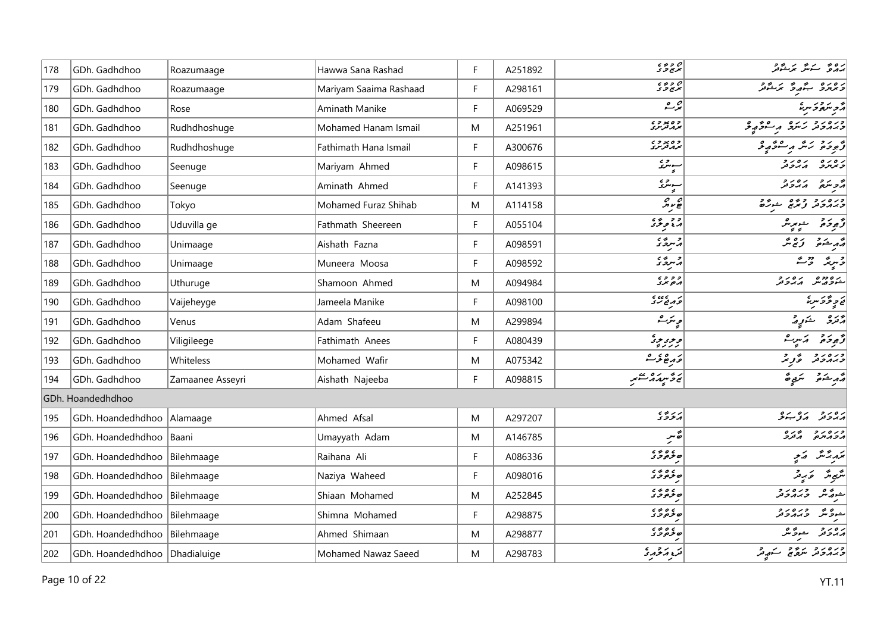| 178 | GDh. Gadhdhoo | Roazumaage | Hawwa Sana Rashad | F | A251892 | ޜޒުމާގެ | ހައްވާ ސަނާ ރަޝާދު |
|---|---|---|---|---|---|---|---|
| 179 | GDh. Gadhdhoo | Roazumaage | Mariyam Saaima Rashaad | F | A298161 | ޜޒުމާގެ | މަރިޔަމް ސާއިމާ ރަޝާދު |
| 180 | GDh. Gadhdhoo | Rose | Aminath Manike | F | A069529 | ރޯސް | އާމިނަތުމަނިކެ |
| 181 | GDh. Gadhdhoo | Rudhdhoshuge | Mohamed Hanam Ismail | M | A251961 | ރުއްދޮށުގެ | މުހައްމަދު ހަނަމް އިސްމާއީލް |
| 182 | GDh. Gadhdhoo | Rudhdhoshuge | Fathimath Hana Ismail | F | A300676 | ރުއްދޮށުގެ | ފާތިމަތު ހަނާ އިސްމާއީލް |
| 183 | GDh. Gadhdhoo | Seenuge | Mariyam Ahmed | F | A098615 | ސީނުގެ | މަރިޔަމް އަހުމަދު |
| 184 | GDh. Gadhdhoo | Seenuge | Aminath Ahmed | F | A141393 | ސީނުގެ | އާމިނަތު އަހުމަދު |
| 185 | GDh. Gadhdhoo | Tokyo | Mohamed Furaz Shihab | M | A114158 | ޓޯކިޔޯ | މުހައްމަދު ފުރާޒް ޝިހާބް |
| 186 | GDh. Gadhdhoo | Uduvilla ge | Fathmath Sheereen | F | A055104 | އުދުވިލާގެ | ފާތިމަތު ޝީރީން |
| 187 | GDh. Gadhdhoo | Unimaage | Aishath Fazna | F | A098591 | އުނިމާގެ | އާއިޝަތު ފަޒްނާ |
| 188 | GDh. Gadhdhoo | Unimaage | Muneera Moosa | F | A098592 | އުނިމާގެ | މުނީރާ މޫސާ |
| 189 | GDh. Gadhdhoo | Uthuruge | Shamoon Ahmed | M | A094984 | އުތުރުގެ | ޝަމްއޫން އަހުމަދު |
| 190 | GDh. Gadhdhoo | Vaijeheyge | Jameela Manike | F | A098100 | ވައިޖެހޭގެ | ޖަމީލާމަނިކެ |
| 191 | GDh. Gadhdhoo | Venus | Adam Shafeeu | M | A299894 | ވީނަސް | އާދަމް ޝަފީއު |
| 192 | GDh. Gadhdhoo | Viligileege | Fathimath Anees | F | A080439 | ވިލިގިލީގެ | ފާތިމަތު އަނީސް |
| 193 | GDh. Gadhdhoo | Whiteless | Mohamed Wafir | M | A075342 | ވައިޓްލެސް | މުހައްމަދު ވާފިރު |
| 194 | GDh. Gadhdhoo | Zamaanee Asseyri | Aishath Najeeba | F | A098815 | ޒަމާނީއައްސޭރި | އާއިޝަތު ނަޖީބާ |
| GDh. Hoandedhdhoo | | | | | | | |
| 195 | GDh. Hoandedhdhoo | Alamaage | Ahmed Afsal | M | A297207 | އަލަމާގެ | އަހުމަދު އަފްސަލް |
| 196 | GDh. Hoandedhdhoo | Baani | Umayyath Adam | M | A146785 | ބާނި | އުމައްޔަތު އާދަމް |
| 197 | GDh. Hoandedhdhoo | Bilehmaage | Raihana Ali | F | A086336 | ބިލެހުމާގެ | ރައިހާނާ އަލި |
| 198 | GDh. Hoandedhdhoo | Bilehmaage | Naziya Waheed | F | A098016 | ބިލެހުމާގެ | ނާޒިޔާ ވަޙީދު |
| 199 | GDh. Hoandedhdhoo | Bilehmaage | Shiaan Mohamed | M | A252845 | ބިލެހުމާގެ | ޝިޔާން މުހައްމަދު |
| 200 | GDh. Hoandedhdhoo | Bilehmaage | Shimna Mohamed | F | A298875 | ބިލެހުމާގެ | ޝިމްނާ މުހައްމަދު |
| 201 | GDh. Hoandedhdhoo | Bilehmaage | Ahmed Shimaan | M | A298877 | ބިލެހުމާގެ | އަހުމަދު ޝިމާން |
| 202 | GDh. Hoandedhdhoo | Dhadialuige | Mohamed Nawaz Saeed | M | A298783 | ދަދިއަލުއިގެ | މުހައްމަދު ނަވާޒް ސައީދު |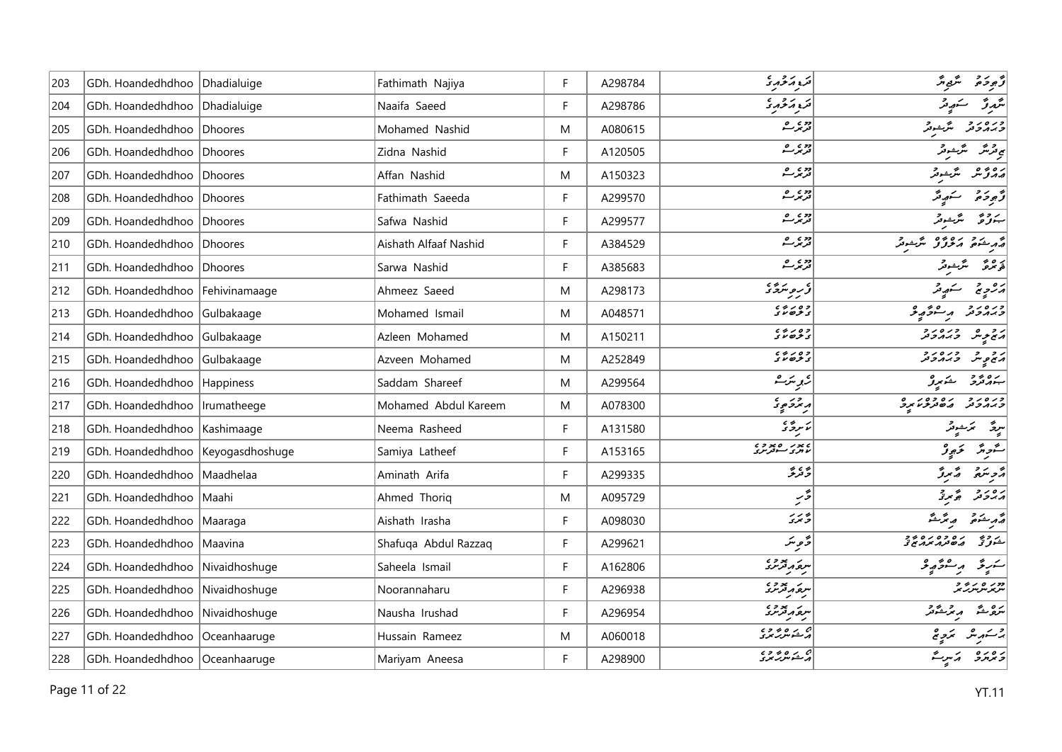| 203 | GDh. Hoandedhdhoo | Dhadialuige | Fathimath Najiya | F | A298784 | ދަޑިއަލުއިގެ | ފާތިމަތު ނާޖިޔާ |
|---|---|---|---|---|---|---|---|
| 204 | GDh. Hoandedhdhoo | Dhadialuige | Naaifa Saeed | F | A298786 | ދަޑިއަލުއިގެ | ނާއިފާ ސަޢީދު |
| 205 | GDh. Hoandedhdhoo | Dhoores | Mohamed Nashid | M | A080615 | ދޫރެސް | މުހައްމަދު ނާޝިދު |
| 206 | GDh. Hoandedhdhoo | Dhoores | Zidna Nashid | F | A120505 | ދޫރެސް | ޒިދްނާ ނާޝިދު |
| 207 | GDh. Hoandedhdhoo | Dhoores | Affan Nashid | M | A150323 | ދޫރެސް | އައްފާން ނާޝިދު |
| 208 | GDh. Hoandedhdhoo | Dhoores | Fathimath Saeeda | F | A299570 | ދޫރެސް | ފާތިމަތު ސަޢީދާ |
| 209 | GDh. Hoandedhdhoo | Dhoores | Safwa Nashid | F | A299577 | ދޫރެސް | ސަފްވާ ނާޝިދު |
| 210 | GDh. Hoandedhdhoo | Dhoores | Aishath Alfaaf Nashid | F | A384529 | ދޫރެސް | އާއިޝަތު އަލްފާފް ނާޝިދު |
| 211 | GDh. Hoandedhdhoo | Dhoores | Sarwa Nashid | F | A385683 | ދޫރެސް | ޞަރްވާ ނާޝިދު |
| 212 | GDh. Hoandedhdhoo | Fehivinamaage | Ahmeez Saeed | M | A298173 | ފެހިވިނަމާގެ | އަހްމީޒް ސަޢީދު |
| 213 | GDh. Hoandedhdhoo | Gulbakaage | Mohamed Ismail | M | A048571 | ގުލްބަކާގެ | މުހައްމަދު އިސްމާޢީލް |
| 214 | GDh. Hoandedhdhoo | Gulbakaage | Azleen Mohamed | M | A150211 | ގުލްބަކާގެ | އަޒްލީން މުހައްމަދު |
| 215 | GDh. Hoandedhdhoo | Gulbakaage | Azveen Mohamed | M | A252849 | ގުލްބަކާގެ | އަޒްވީން މުހައްމަދު |
| 216 | GDh. Hoandedhdhoo | Happiness | Saddam Shareef | M | A299564 |ހެޕިނަސް | ޞައްދާމް ޝަރީފް |
| 217 | GDh. Hoandedhdhoo | Irumatheege | Mohamed Abdul Kareem | M | A078300 | އިރުމަތީގެ | މުހައްމަދު އަބްދުލްކަރީމް |
| 218 | GDh. Hoandedhdhoo | Kashimaage | Neema Rasheed | F | A131580 | ކަށިމާގެ | ނިޢުމާ ރަޝީދު |
| 219 | GDh. Hoandedhdhoo | Keyogasdhoshuge | Samiya Latheef | F | A153165 | ކެޔޮގަސްދޮށުގެ | ސާމިޔާ ލަޠީފް |
| 220 | GDh. Hoandedhdhoo | Maadhelaa | Aminath Arifa | F | A299335 | މާދެލާ | އާމިނަތު އާރިފާ |
| 221 | GDh. Hoandedhdhoo | Maahi | Ahmed Thoriq | M | A095729 | މާހި | އަހްމަދު ޠާރިޤު |
| 222 | GDh. Hoandedhdhoo | Maaraga | Aishath Irasha | F | A098030 | މާރަގަ | އާއިޝަތު އިރާޝާ |
| 223 | GDh. Hoandedhdhoo | Maavina | Shafuqa Abdul Razzaq | F | A299621 | މާވިނަ | ޝަފޫޤާ އަބްދުއްރައްޒާޤު |
| 224 | GDh. Hoandedhdhoo | Nivaidhoshuge | Saheela Ismail | F | A162806 | ނިވައިދޮށުގެ | ސަހީލާ އިސްމާޢީލް |
| 225 | GDh. Hoandedhdhoo | Nivaidhoshuge | Noorannaharu | F | A296938 | ނިވައިދޮށުގެ | ނޫރަންނަހާރު |
| 226 | GDh. Hoandedhdhoo | Nivaidhoshuge | Nausha Irushad | F | A296954 | ނިވައިދޮށުގެ | ނައުޝާ އިރުޝާދު |
| 227 | GDh. Hoandedhdhoo | Oceanhaaruge | Hussain Rameez | M | A060018 | އޯޝަންހާރުގެ | ހުސައިން ރަމީޒް |
| 228 | GDh. Hoandedhdhoo | Oceanhaaruge | Mariyam Aneesa | F | A298900 | އޯޝަންހާރުގެ | މަރިޔަމް އަނީސާ |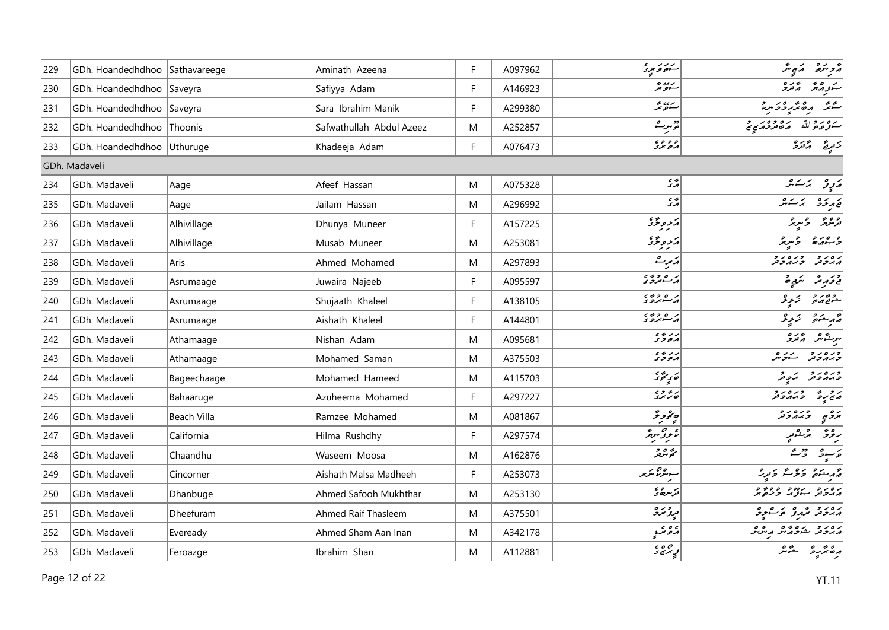| 229 | GDh. Hoandedhdhoo | Sathavareege | Aminath Azeena | F | A097962 | ސަތަވަރީގެ | އާމިނަތު އަޒީނާ |
|---|---|---|---|---|---|---|---|
| 230 | GDh. Hoandedhdhoo | Saveyra | Safiyya Adam | F | A146923 | ސަވޭރާ | ސަފިއްޔާ އާދަމް |
| 231 | GDh. Hoandedhdhoo | Saveyra | Sara Ibrahim Manik | F | A299380 | ސަވޭރާ | ސާރާ އިބްރާހީމްމަނިކު |
| 232 | GDh. Hoandedhdhoo | Thoonis | Safwathullah Abdul Azeez | M | A252857 | ތޫނިސް | ސަފްވަތުﷲ އަބްދުލްއަޒީޒު |
| 233 | GDh. Hoandedhdhoo | Uthuruge | Khadeeja Adam | F | A076473 | އުތުރުގެ | ހަދީޖާ އާދަމް |
| GDh. Madaveli | | | | | | | |
| 234 | GDh. Madaveli | Aage | Afeef Hassan | M | A075328 | އާގެ | އަފީފް ހަސަން |
| 235 | GDh. Madaveli | Aage | Jailam Hassan | M | A296992 | އާގެ | ޖައިލަމް ހަސަން |
| 236 | GDh. Madaveli | Alhivillage | Dhunya Muneer | F | A157225 | އަޅިވިލާޖު | ދުންޔާ މުނީރު |
| 237 | GDh. Madaveli | Alhivillage | Musab Muneer | M | A253081 | އަޅިވިލާޖު | މުސްޢަބު މުނީރު |
| 238 | GDh. Madaveli | Aris | Ahmed Mohamed | M | A297893 | އަރިސް | އަހުމަދު މުހައްމަދު |
| 239 | GDh. Madaveli | Asrumaage | Juwaira Najeeb | F | A095597 | އަސުރުމާގެ | ޖުވައިރާ ނަޖީބު |
| 240 | GDh. Madaveli | Asrumaage | Shujaath Khaleel | F | A138105 | އަސުރުމާގެ | ޝުޖާޢަތު ޚަލީލު |
| 241 | GDh. Madaveli | Asrumaage | Aishath Khaleel | F | A144801 | އަސުރުމާގެ | އާއިޝަތު ޚަލީލު |
| 242 | GDh. Madaveli | Athamaage | Nishan Adam | M | A095681 | އަތަމާގެ | ނިޝާން އާދަމް |
| 243 | GDh. Madaveli | Athamaage | Mohamed Saman | M | A375503 | އަތަމާގެ | މުހައްމަދު ސަމަން |
| 244 | GDh. Madaveli | Bageechaage | Mohamed Hameed | M | A115703 | ބަގީޗާގެ | މުހައްމަދު ހަމީދު |
| 245 | GDh. Madaveli | Bahaaruge | Azuheema Mohamed | F | A297227 | ބަހާރުގެ | އަޒުހީމާ މުހައްމަދު |
| 246 | GDh. Madaveli | Beach Villa | Ramzee Mohamed | M | A081867 | ބީޗްވިލާ | ރަމްޒީ މުހައްމަދު |
| 247 | GDh. Madaveli | California | Hilma Rushdhy | F | A297574 | ކެލިފޯނިއާ | ހިލްމާ ރުޝްދީ |
| 248 | GDh. Madaveli | Chaandhu | Waseem Moosa | M | A162876 | ޗާނދު | ވަސީމް މޫސާ |
| 249 | GDh. Madaveli | Cincorner | Aishath Malsa Madheeh | F | A253073 | ސިންކޯނަރ | އާއިޝަތު މަލްސާ މަދީހު |
| 250 | GDh. Madaveli | Dhanbuge | Ahmed Safooh Mukhthar | M | A253130 | ދަނބުގެ | އަހުމަދު ސަފޫހު މުޚުތާރު |
| 251 | GDh. Madaveli | Dheefuram | Ahmed Raif Thasleem | M | A375501 | ދީފުރަމް | އަހުމަދު ރާއިފް ތަސްލީމް |
| 252 | GDh. Madaveli | Eveready | Ahmed Sham Aan Inan | M | A342178 | އެވަރެޑީ | އަހުމަދު ޝަމްއާން އިނާން |
| 253 | GDh. Madaveli | Feroazge | Ibrahim Shan | M | A112881 | ފިރޯޒްގެ | އިބްރާހީމް ޝާން |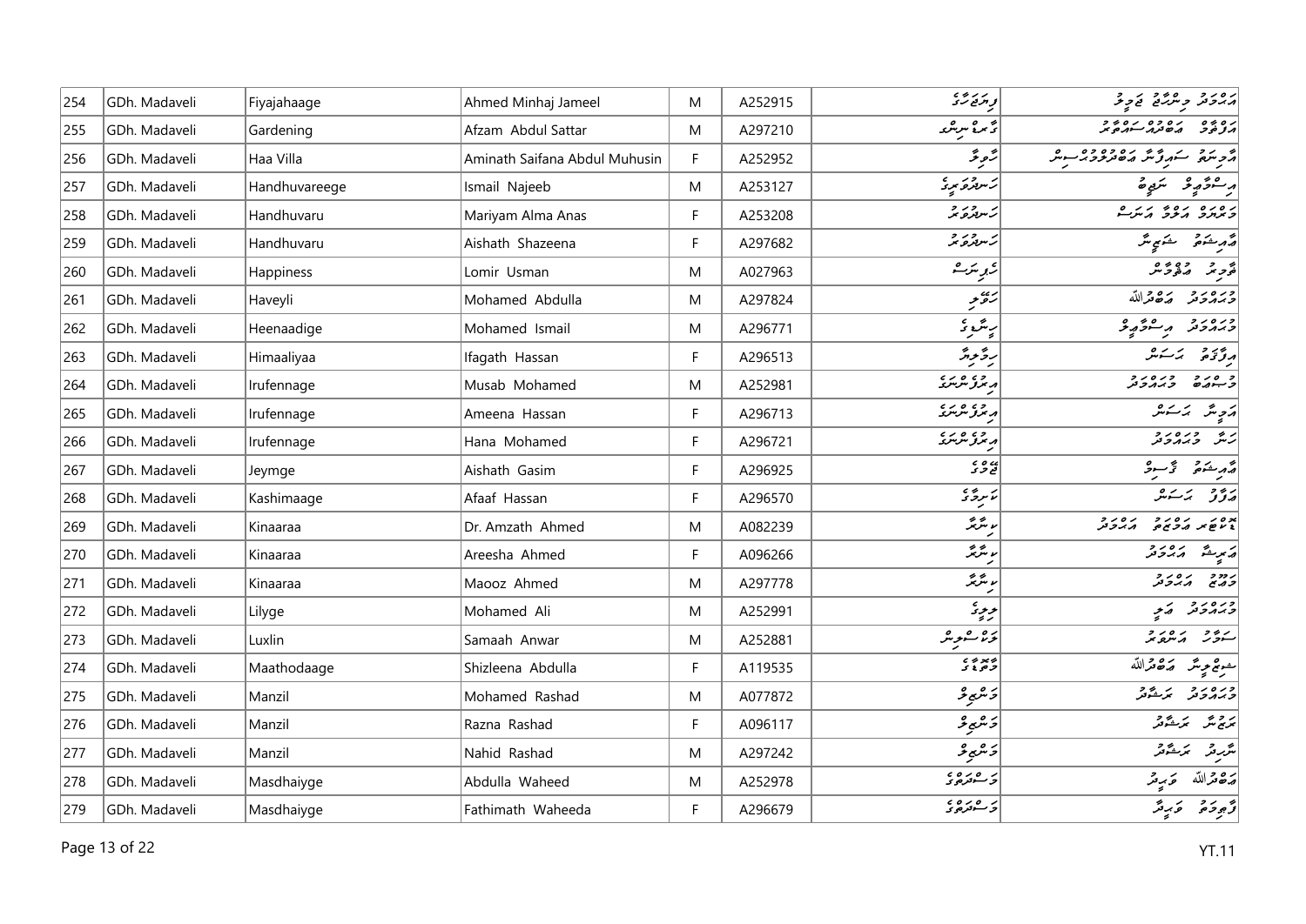| 254 | GDh. Madaveli | Fiyajahaage | Ahmed Minhaj Jameel | M | A252915 | ފިޔަޖަހާގެ | އަހުމަދު މިންހާޖު ޖަމީލު |
|---|---|---|---|---|---|---|---|
| 255 | GDh. Madaveli | Gardening | Afzam Abdul Sattar | M | A297210 | ގާޑނިންގ | އަފްޒާމް އަބްދުއްސައްތާރު |
| 256 | GDh. Madaveli | Haa Villa | Aminath Saifana Abdul Muhusin | F | A252952 | ހާވިލާ | އާމިނަތު ސައިފާނާ އަބްދުލްމުހުސިން |
| 257 | GDh. Madaveli | Handhuvareege | Ismail Najeeb | M | A253127 | ހަނދުވަރީގެ | އިސްމާއީލް ނަޖީބު |
| 258 | GDh. Madaveli | Handhuvaru | Mariyam Alma Anas | F | A253208 | ހަނދުވަރު | މަރިޔަމް އަލްމާ އަނަސް |
| 259 | GDh. Madaveli | Handhuvaru | Aishath Shazeena | F | A297682 | ހަނދުވަރު | އާއިޝަތު ޝަޒީނާ |
| 260 | GDh. Madaveli | Happiness | Lomir Usman | M | A027963 | ހެޕިނަސް | ލޮމިރު އުސްމާން |
| 261 | GDh. Madaveli | Haveyli | Mohamed Abdulla | M | A297824 | ހަވޭލި | މުހައްމަދު އަބްދުﷲ |
| 262 | GDh. Madaveli | Heenaadige | Mohamed Ismail | M | A296771 | ހީނާދިގެ | މުހައްމަދު އިސްމާއީލް |
| 263 | GDh. Madaveli | Himaaliyaa | Ifagath Hassan | F | A296513 | ހިމާލިޔާ | އިފާގަތު ހަސަން |
| 264 | GDh. Madaveli | Irufennage | Musab Mohamed | M | A252981 | އިރުފެންނަގެ | މުސްޢަބު މުހައްމަދު |
| 265 | GDh. Madaveli | Irufennage | Ameena Hassan | F | A296713 | އިރުފެންނަގެ | އަމީނާ ހަސަން |
| 266 | GDh. Madaveli | Irufennage | Hana Mohamed | F | A296721 | އިރުފެންނަގެ |ހަނާ މުހައްމަދު |
| 267 | GDh. Madaveli | Jeymge | Aishath Gasim | F | A296925 | ޖޭމްގެ | އާއިޝަތު ޤާސިމް |
| 268 | GDh. Madaveli | Kashimaage | Afaaf Hassan | F | A296570 |ކަޝިމާގެ | އަފާފް ހަސަން |
| 269 | GDh. Madaveli | Kinaaraa | Dr. Amzath Ahmed | M | A082239 | ކިނާރާ | ޑރ. އަމްޒަތު އަހުމަދު |
| 270 | GDh. Madaveli | Kinaaraa | Areesha Ahmed | F | A096266 | ކިނާރާ | އަރީޝާ އަހުމަދު |
| 271 | GDh. Madaveli | Kinaaraa | Maooz Ahmed | M | A297778 | ކިނާރާ | މަޢޫޒު އަހުމަދު |
| 272 | GDh. Madaveli | Lilyge | Mohamed Ali | M | A252991 | ލިލީގެ | މުހައްމަދު އަލި |
| 273 | GDh. Madaveli | Luxlin | Samaah Anwar | M | A252881 | ލަކްސްލިން | ސަމާހު އަންވަރު |
| 274 | GDh. Madaveli | Maathodaage | Shizleena Abdulla | F | A119535 | މާތޮޑާގެ | ޝިޒްލީނާ އަބްދުﷲ |
| 275 | GDh. Madaveli | Manzil | Mohamed Rashad | M | A077872 | މަންޒިލް | މުހައްމަދު ރަޝާދު |
| 276 | GDh. Madaveli | Manzil | Razna Rashad | F | A096117 | މަންޒިލް | ރަޒްނާ ރަޝާދު |
| 277 | GDh. Madaveli | Manzil | Nahid Rashad | M | A297242 | މަންޒިލް | ނާހިދު ރަޝާދު |
| 278 | GDh. Madaveli | Masdhaiyge | Abdulla Waheed | M | A252978 | މަސްދައިގެ | އަބްދުﷲ ވަހީދު |
| 279 | GDh. Madaveli | Masdhaiyge | Fathimath Waheeda | F | A296679 | މަސްދައިގެ | ފާތިމަތު ވަހީދާ |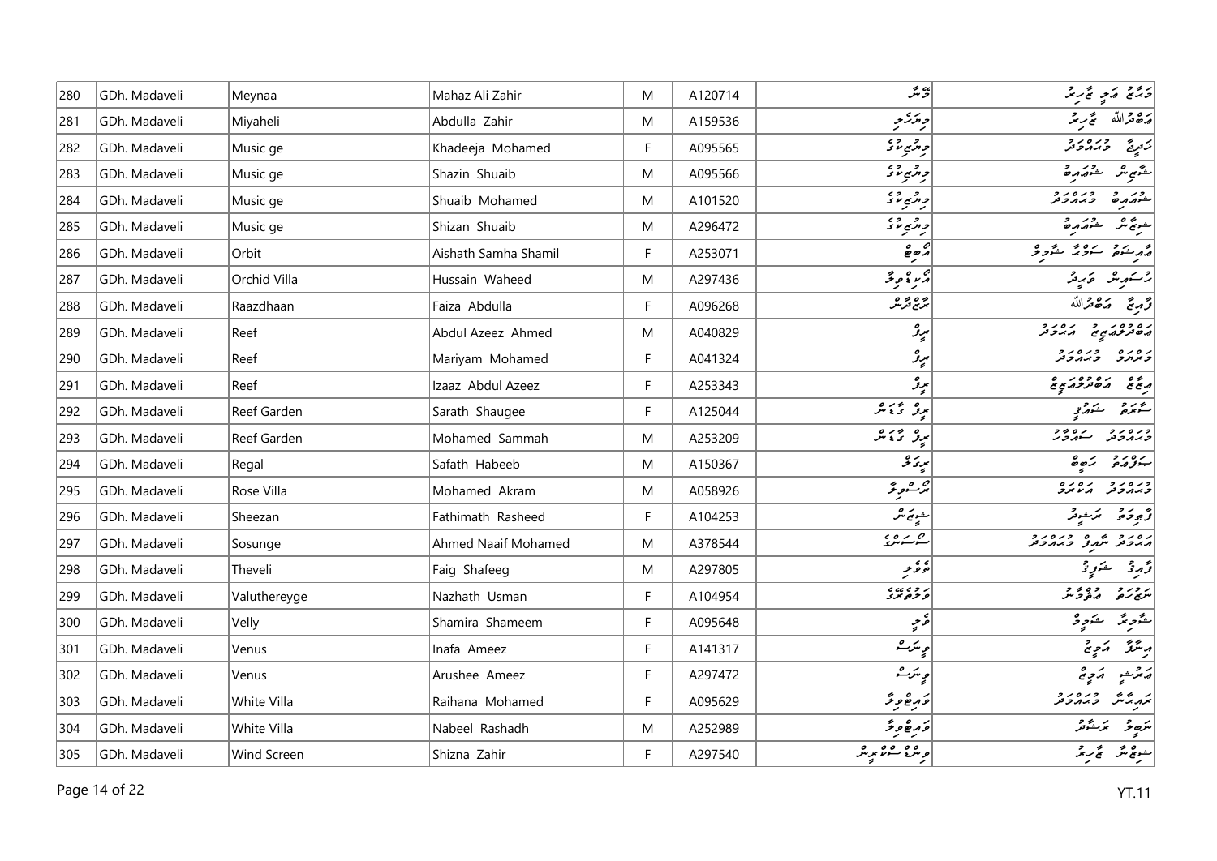| 280 | GDh. Madaveli | Meynaa | Mahaz Ali Zahir | M | A120714 | މޭނާ | މަހާޒް ޢަލީ ޒާހިރު |
|---|---|---|---|---|---|---|---|
| 281 | GDh. Madaveli | Miyaheli | Abdulla Zahir | M | A159536 | މިޔަހެލި | عَبْدُاللّٰه ޒާހިރު |
| 282 | GDh. Madaveli | Music ge | Khadeeja Mohamed | F | A095565 | މިއުޒިކްގެ | ޚަދީޖާ މުޙައްމަދު |
| 283 | GDh. Madaveli | Music ge | Shazin Shuaib | M | A095566 | މިއުޒިކްގެ | ޝާޒިން ޝުޢައިބު |
| 284 | GDh. Madaveli | Music ge | Shuaib Mohamed | M | A101520 | މިއުޒިކްގެ | ޝުޢައިބު މުޙައްމަދު |
| 285 | GDh. Madaveli | Music ge | Shizan Shuaib | M | A296472 | މިއުޒިކްގެ | ޝިޒާން ޝުޢައިބު |
| 286 | GDh. Madaveli | Orbit | Aishath Samha Shamil | F | A253071 | އޯބިޓް | އާއިޝަތު ސަމްހާ ޝާމިލް |
| 287 | GDh. Madaveli | Orchid Villa | Hussain Waheed | M | A297436 | އޯކިޑްވިލާ | ޙުސައިން ވަޙީދު |
| 288 | GDh. Madaveli | Raazdhaan | Faiza Abdulla | F | A096268 | ރާޒްދާން | ފާއިޒާ عَبْدُاللّٰه |
| 289 | GDh. Madaveli | Reef | Abdul Azeez Ahmed | M | A040829 | ރީފު | ޢަބްދުލްޢަޒީޒު އަޙްމަދު |
| 290 | GDh. Madaveli | Reef | Mariyam Mohamed | F | A041324 | ރީފު | މަރިޔަމް މުޙައްމަދު |
| 291 | GDh. Madaveli | Reef | Izaaz Abdul Azeez | F | A253343 | ރީފު | އިޒާޒް ޢަބްދުލްޢަޒީޒް |
| 292 | GDh. Madaveli | Reef Garden | Sarath Shaugee | F | A125044 | ރީފު ގާޑަން | ސަރަތު ޝައުޤީ |
| 293 | GDh. Madaveli | Reef Garden | Mohamed Sammah | M | A253209 | ރީފު ގާޑަން | މުޙައްމަދު ސައްމާހު |
| 294 | GDh. Madaveli | Regal | Safath Habeeb | M | A150367 | ރީގަލް | ސަފްވަތު ޙަބީބު |
| 295 | GDh. Madaveli | Rose Villa | Mohamed Akram | M | A058926 | ރޯޒްވިލާ | މުޙައްމަދު އަކްރަމް |
| 296 | GDh. Madaveli | Sheezan | Fathimath Rasheed | F | A104253 | ޝީޒަން | ފާތިމަތު ރަޝީދު |
| 297 | GDh. Madaveli | Sosunge | Ahmed Naaif Mohamed | M | A378544 | ސޯސުންގެ | އަޙްމަދު ނާއިފް މުޙައްމަދު |
| 298 | GDh. Madaveli | Theveli | Faig Shafeeg | M | A297805 | ތެވެލި | ފާއިޤު ޝަފީޤު |
| 299 | GDh. Madaveli | Valuthereyge | Nazhath Usman | F | A104954 | ވަޅުތެރޭގެ | ނަޒްހަތު ޢުثްމާން |
| 300 | GDh. Madaveli | Velly | Shamira Shameem | F | A095648 | ވެލި | ޝާމިރާ ޝަމީމް |
| 301 | GDh. Madaveli | Venus | Inafa Ameez | F | A141317 | ވީނަސް | އިނާފާ އަމީޒު |
| 302 | GDh. Madaveli | Venus | Arushee Ameez | F | A297472 | ވީނަސް | އަރުޝީ އަމީޒް |
| 303 | GDh. Madaveli | White Villa | Raihana Mohamed | F | A095629 | ވައިޓްވިލާ | ރައިހާނާ މުޙައްމަދު |
| 304 | GDh. Madaveli | White Villa | Nabeel Rashadh | M | A252989 | ވައިޓްވިލާ | ނަބީލް ރަޝާދު |
| 305 | GDh. Madaveli | Wind Screen | Shizna Zahir | F | A297540 | ވިންޑް ސްކްރީން | ޝިޒްނާ ޒާހިރު |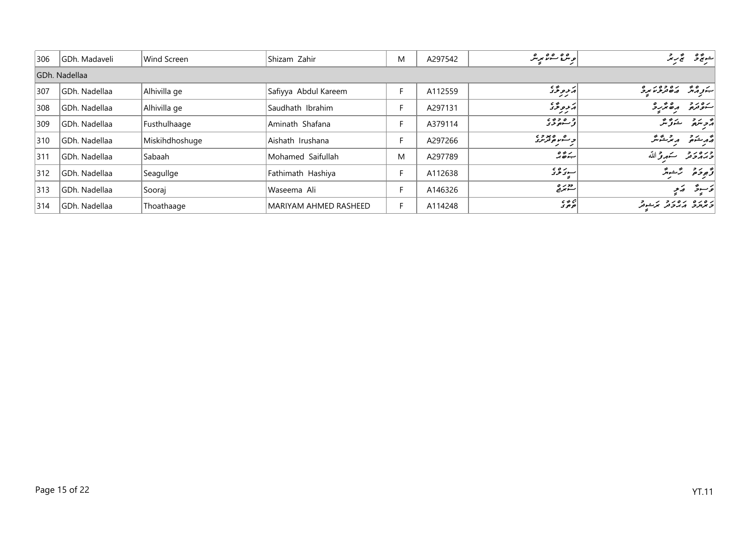| 306 | GDh. Madaveli | Wind Screen | Shizam Zahir | M | A297542 | ވިންޑް ސްކްރީން | ޝިޒާމް ޒާހިރު |
|---|---|---|---|---|---|---|---|
| GDh. Nadellaa | | | | | | | |
| 307 | GDh. Nadellaa | Alhivilla ge | Safiyya Abdul Kareem | F | A112559 | އަލިވިލާގެ | ޞަފިއްޔާ އަބްދުލްކަރީމް |
| 308 | GDh. Nadellaa | Alhivilla ge | Saudhath Ibrahim | F | A297131 | އަލިވިލާގެ | ސަޢުދަތު އިބްރާހީމް |
| 309 | GDh. Nadellaa | Fusthulhaage | Aminath Shafana | F | A379114 | ފުސްތުޅާގެ | އާމިނަތު ޝަފާނާ |
| 310 | GDh. Nadellaa | Miskihdhoshuge | Aishath Irushana | F | A297266 | މިސްކިތްދޮށުގެ | އާއިޝަތު އިރުޝާނާ |
| 311 | GDh. Nadellaa | Sabaah | Mohamed Saifullah | M | A297789 | ސަބާހް | މުހައްމަދު ސައިފުﷲ |
| 312 | GDh. Nadellaa | Seagullge | Fathimath Hashiya | F | A112638 | ސީގަލްގެ | ފާތިމަތު ހާޝިޔާ |
| 313 | GDh. Nadellaa | Sooraj | Waseema Ali | F | A146326 | ސޫރަޖް | ވަސީމާ އަލި |
| 314 | GDh. Nadellaa | Thoathaage | MARIYAM AHMED RASHEED | F | A114248 | ތޮތާގެ | މަރްޔަމް އަޙްމަދު ރަޝީދު |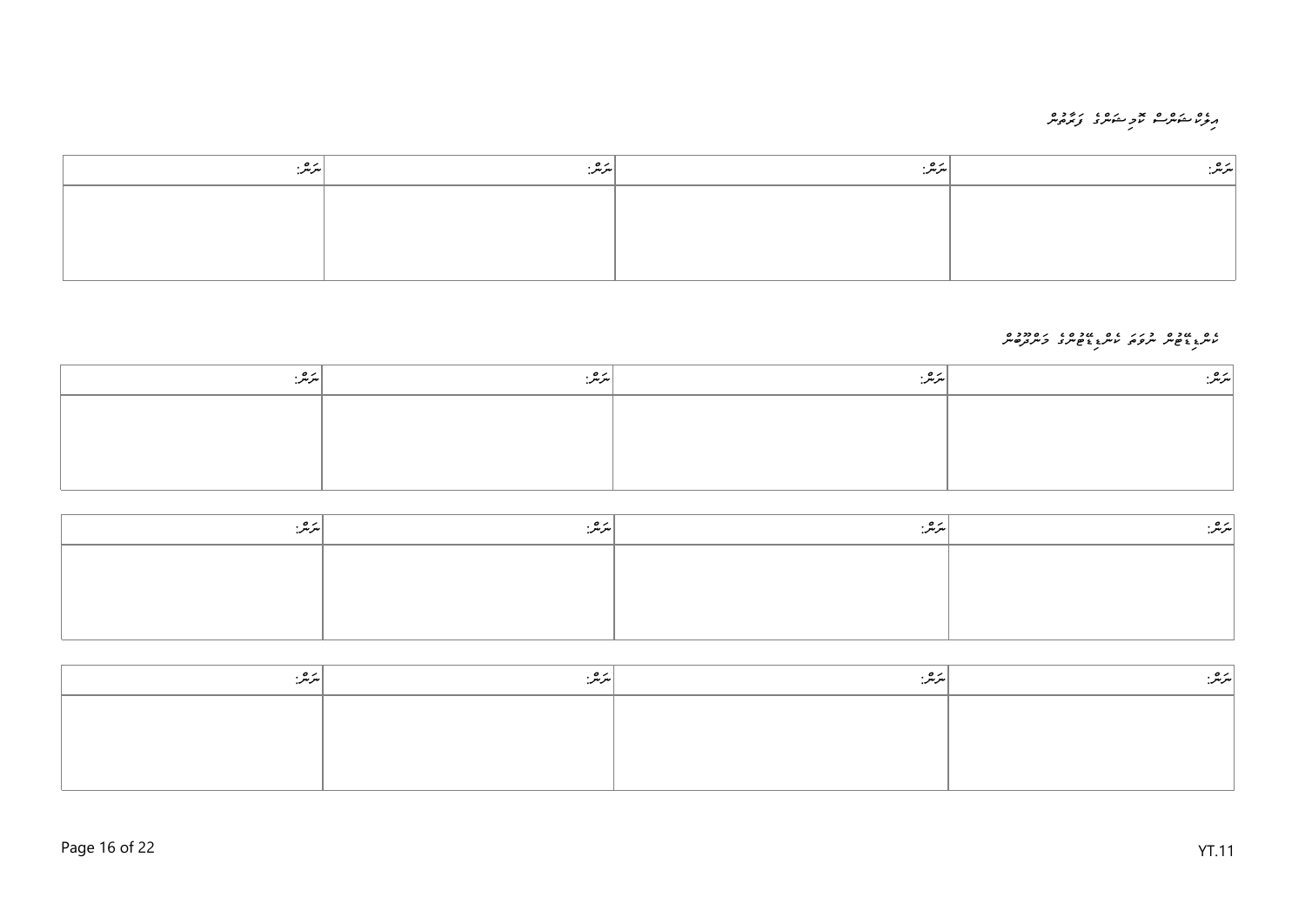# ރިޕޯޓު ޝަންސް ގޮތުން ޖަމާކުރި

| ނަން: | ނަން: | ނަން: | ނަން: |
|---|---|---|---|
| | | | |

# ކައުންސިލް މެމްބަރު ގެ ރަމްޒު އިންތިޚާބު ކުރުން

| ނަން: | ނަން: | ނަން: | ނަން: |
|---|---|---|---|
| | | | |

| ނަން: | ނަން: | ނަން: | ނަން: |
|---|---|---|---|
| | | | |

| ނަން: | ނަން: | ނަން: | ނަން: |
|---|---|---|---|
| | | | |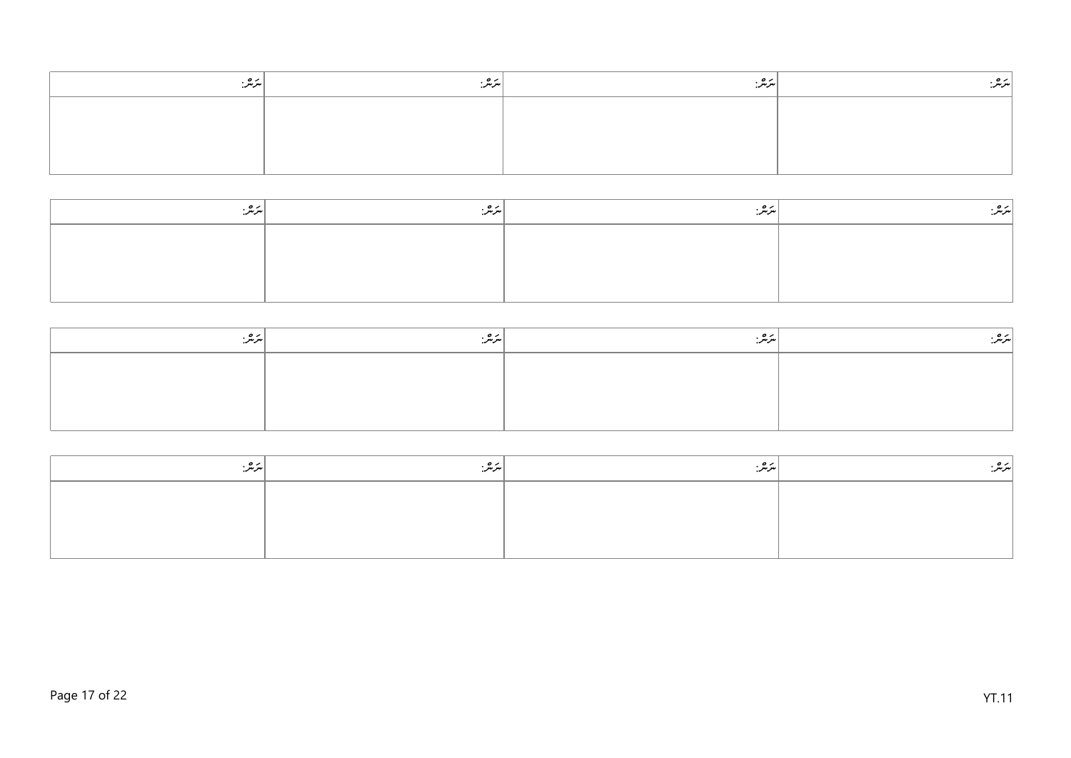| ނަރަދު: | ނަރަދު: | ނަރަދު: | ނަރަދު: |
| --- | --- | --- | --- |
| | | | |

| ނަރަދު: | ނަރަދު: | ނަރަދު: | ނަރަދު: |
| --- | --- | --- | --- |
| | | | |

| ނަރަދު: | ނަރަދު: | ނަރަދު: | ނަރަދު: |
| --- | --- | --- | --- |
| | | | |

| ނަރަދު: | ނަރަދު: | ނަރަދު: | ނަރަދު: |
| --- | --- | --- | --- |
| | | | |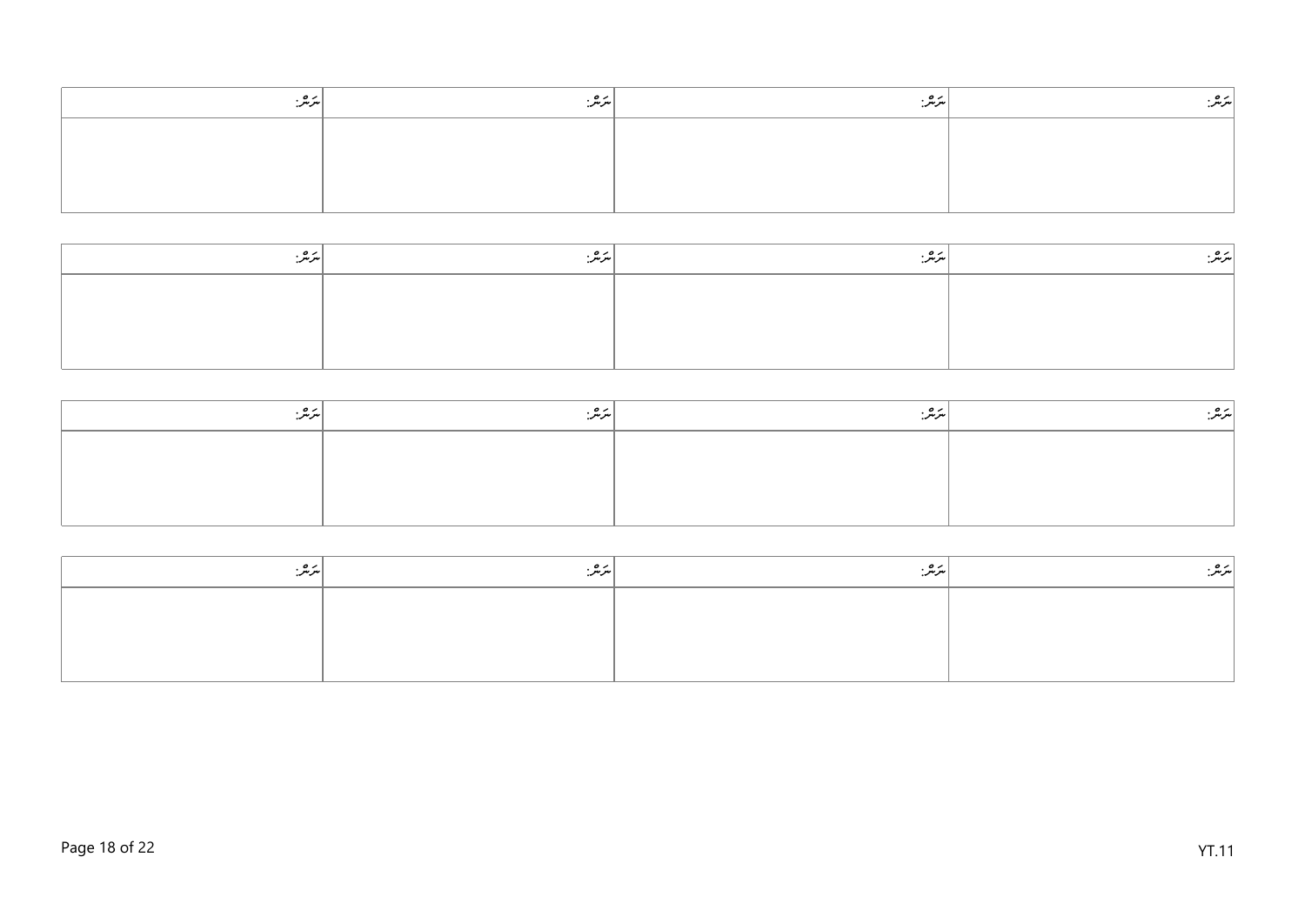| ނަންބަރު: | ނަންބަރު: | ނަންބަރު: | ނަންބަރު: |
|---|---|---|---|
| | | | |

| ނަންބަރު: | ނަންބަރު: | ނަންބަރު: | ނަންބަރު: |
|---|---|---|---|
| | | | |

| ނަންބަރު: | ނަންބަރު: | ނަންބަރު: | ނަންބަރު: |
|---|---|---|---|
| | | | |

| ނަންބަރު: | ނަންބަރު: | ނަންބަރު: | ނަންބަރު: |
|---|---|---|---|
| | | | |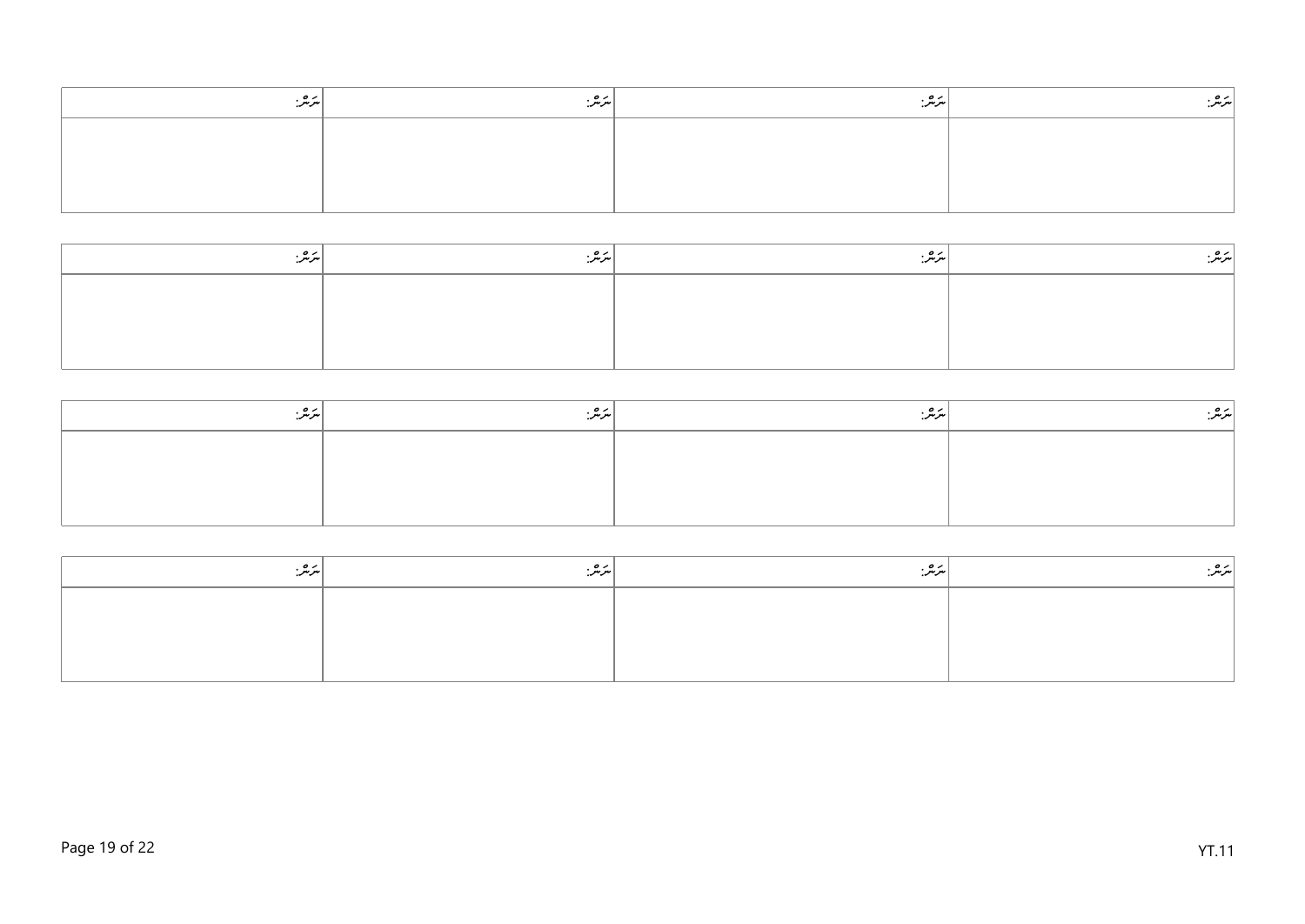| ނަރުދ: | ނަރުދ: | ނަރުދ: | ނަރުދ: |
| --- | --- | --- | --- |
| | | | |

| ނަރުދ: | ނަރުދ: | ނަރުދ: | ނަރުދ: |
| --- | --- | --- | --- |
| | | | |

| ނަރުދ: | ނަރުދ: | ނަރުދ: | ނަރުދ: |
| --- | --- | --- | --- |
| | | | |

| ނަރުދ: | ނަރުދ: | ނަރުދ: | ނަރުދ: |
| --- | --- | --- | --- |
| | | | |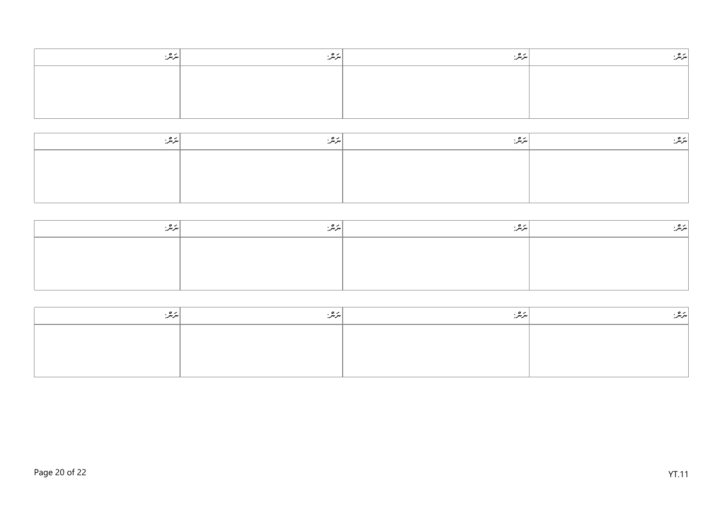| ނަރުދ: | ނަރުދ: | ނަރުދ: | ނަރުދ: |
| --- | --- | --- | --- |
| | | | |

| ނަރުދ: | ނަރުދ: | ނަރުދ: | ނަރުދ: |
| --- | --- | --- | --- |
| | | | |

| ނަރުދ: | ނަރުދ: | ނަރުދ: | ނަރުދ: |
| --- | --- | --- | --- |
| | | | |

| ނަރުދ: | ނަރުދ: | ނަރުދ: | ނަރުދ: |
| --- | --- | --- | --- |
| | | | |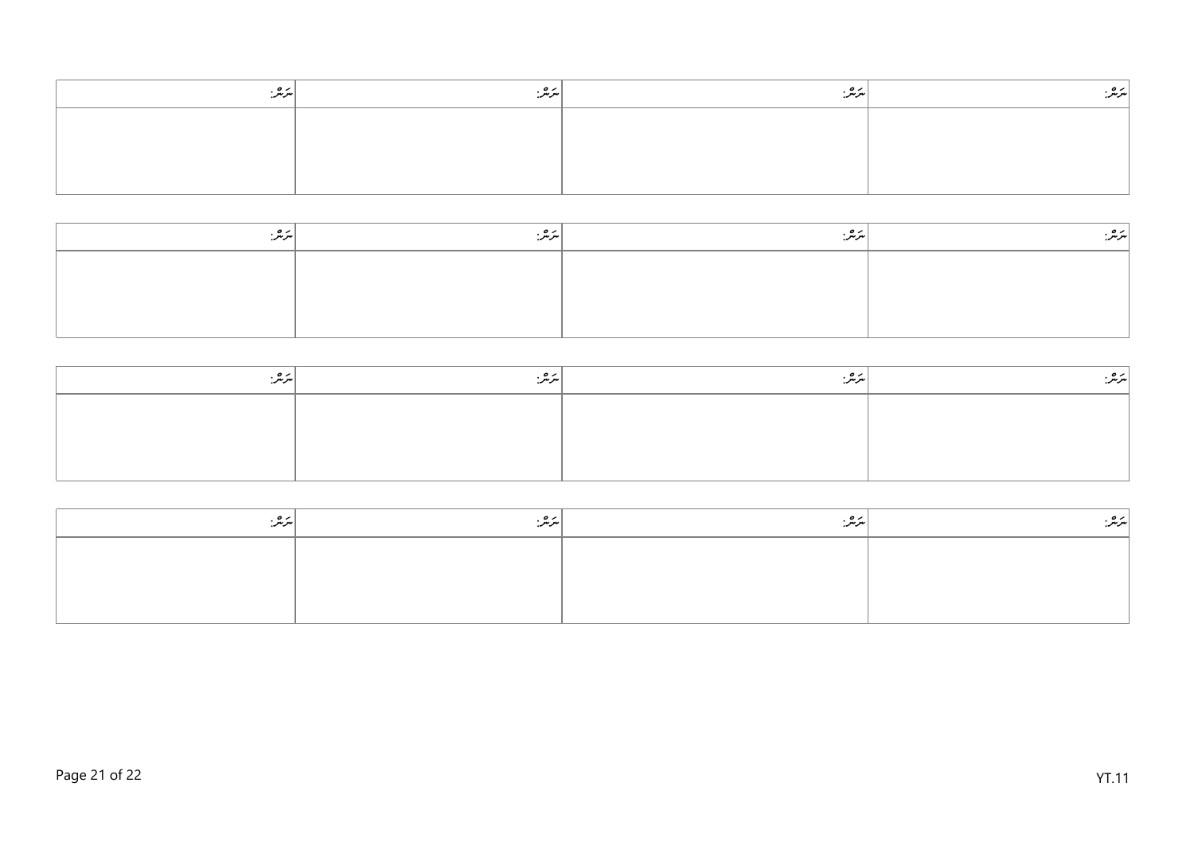| ނަރަދ: | ނަރަދ: | ނަރަދ: | ނަރަދ: |
| --- | --- | --- | --- |
| | | | |

| ނަރަދ: | ނަރަދ: | ނަރަދ: | ނަރަދ: |
| --- | --- | --- | --- |
| | | | |

| ނަރަދ: | ނަރަދ: | ނަރަދ: | ނަރަދ: |
| --- | --- | --- | --- |
| | | | |

| ނަރަދ: | ނަރަދ: | ނަރަދ: | ނަރަދ: |
| --- | --- | --- | --- |
| | | | |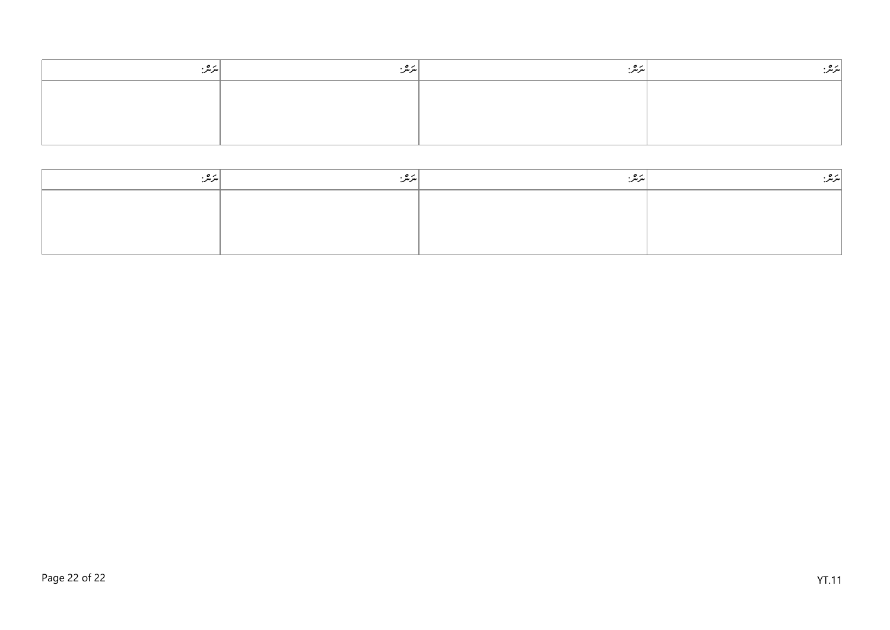| ނަރަށް: | ނަރަށް: | ނަރަށް: | ނަރަށް: |
|---|---|---|---|
| | | | |

| ނަރަށް: | ނަރަށް: | ނަރަށް: | ނަރަށް: |
|---|---|---|---|
| | | | |